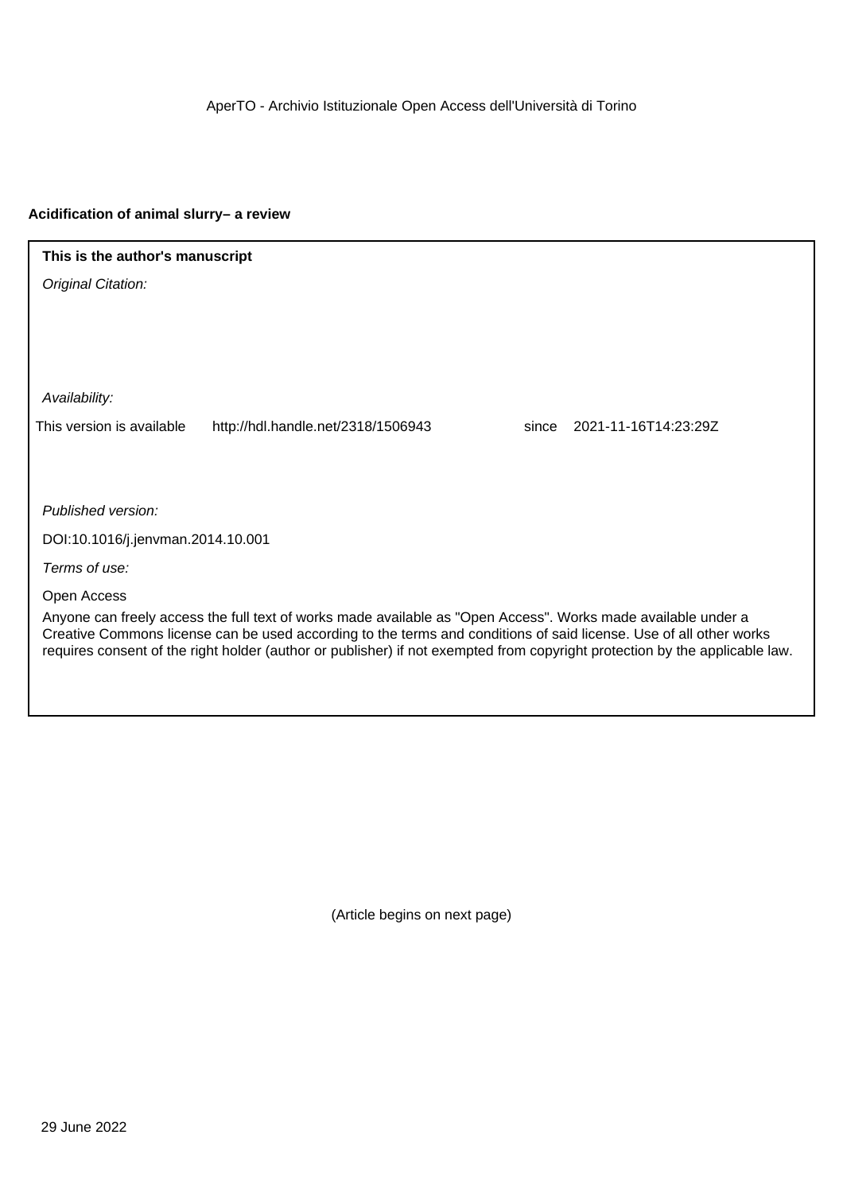AperTO - Archivio Istituzionale Open Access dell'Università di Torino

**Acidification of animal slurry– a review**

**This is the author's manuscript**

*Original Citation:*

*Availability:*

This version is available http://hdl.handle.net/2318/1506943 since 2021-11-16T14:23:29Z

*Published version:*

DOI:10.1016/j.jenvman.2014.10.001

*Terms of use:*

Open Access

Anyone can freely access the full text of works made available as "Open Access". Works made available under a Creative Commons license can be used according to the terms and conditions of said license. Use of all other works requires consent of the right holder (author or publisher) if not exempted from copyright protection by the applicable law.

(Article begins on next page)

29 June 2022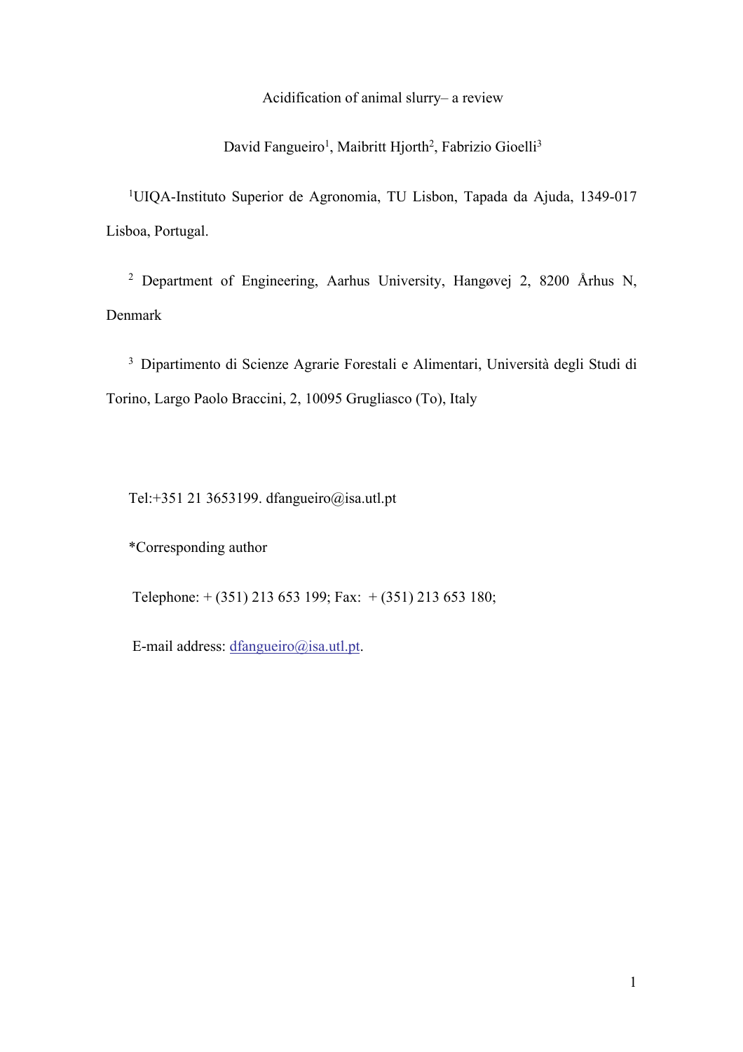# Acidification of animal slurry– a review

David Fangueiro[1], Maibritt Hjorth[2], Fabrizio Gioelli[3]

[1]UIQA-Instituto Superior de Agronomia, TU Lisbon, Tapada da Ajuda, 1349-017 Lisboa, Portugal.

[2] Department of Engineering, Aarhus University, Hangøvej 2, 8200 Århus N, Denmark

[3] Dipartimento di Scienze Agrarie Forestali e Alimentari, Università degli Studi di Torino, Largo Paolo Braccini, 2, 10095 Grugliasco (To), Italy

Tel:+351 21 3653199. dfangueiro@isa.utl.pt

*Corresponding author

Telephone: + (351) 213 653 199; Fax: + (351) 213 653 180;

E-mail address: dfangueiro@isa.utl.pt.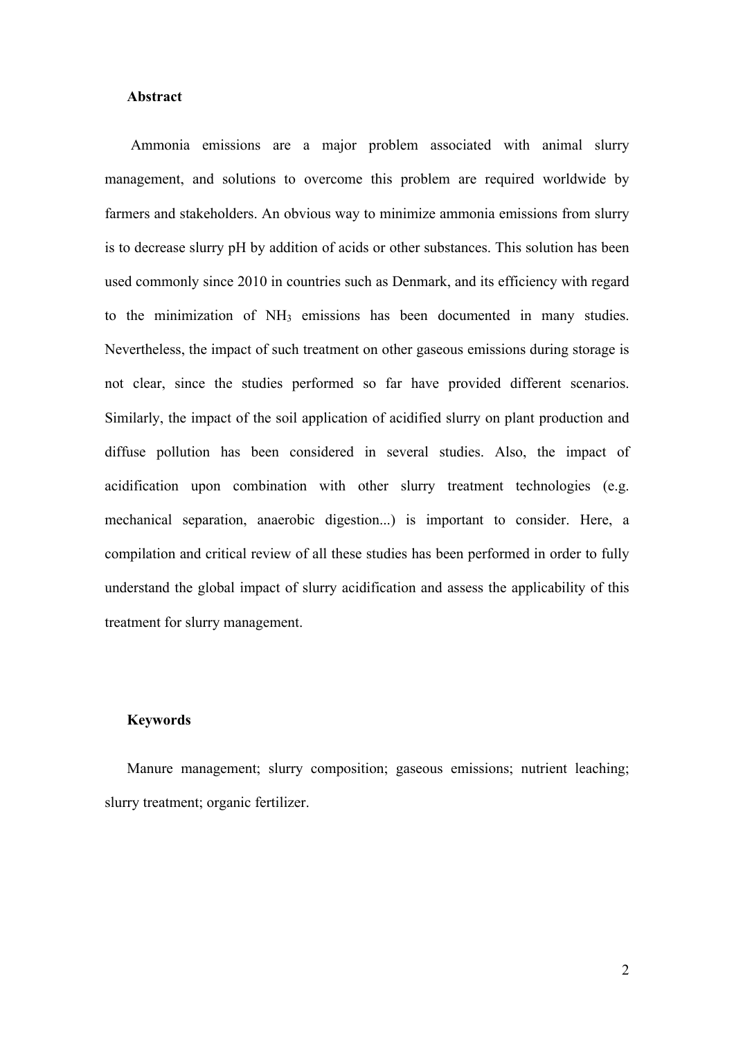**Abstract**

Ammonia emissions are a major problem associated with animal slurry management, and solutions to overcome this problem are required worldwide by farmers and stakeholders. An obvious way to minimize ammonia emissions from slurry is to decrease slurry pH by addition of acids or other substances. This solution has been used commonly since 2010 in countries such as Denmark, and its efficiency with regard to the minimization of $NH_3$ emissions has been documented in many studies. Nevertheless, the impact of such treatment on other gaseous emissions during storage is not clear, since the studies performed so far have provided different scenarios. Similarly, the impact of the soil application of acidified slurry on plant production and diffuse pollution has been considered in several studies. Also, the impact of acidification upon combination with other slurry treatment technologies (e.g. mechanical separation, anaerobic digestion...) is important to consider. Here, a compilation and critical review of all these studies has been performed in order to fully understand the global impact of slurry acidification and assess the applicability of this treatment for slurry management.

**Keywords**

Manure management; slurry composition; gaseous emissions; nutrient leaching; slurry treatment; organic fertilizer.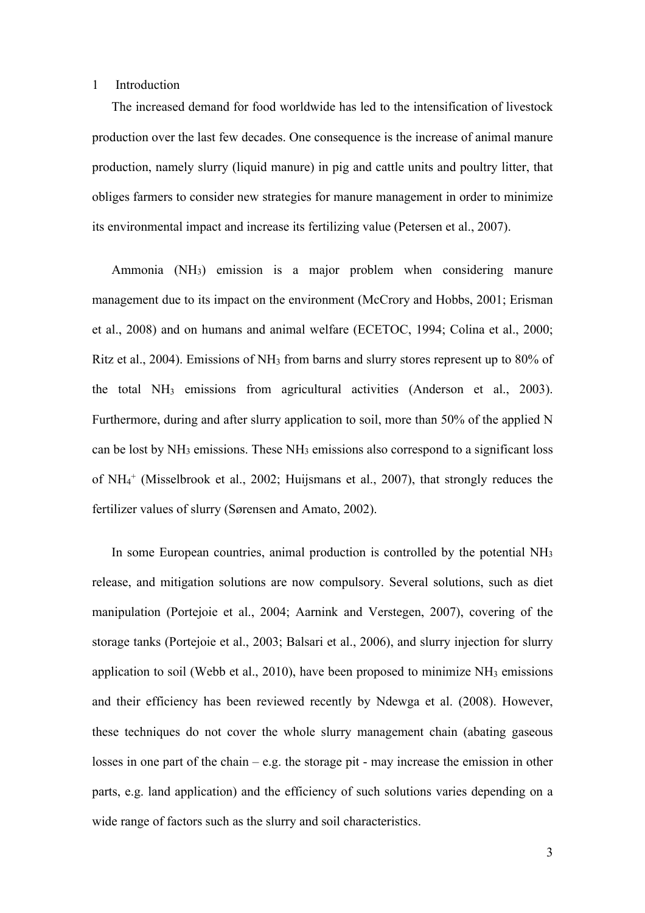# 1 Introduction

The increased demand for food worldwide has led to the intensification of livestock production over the last few decades. One consequence is the increase of animal manure production, namely slurry (liquid manure) in pig and cattle units and poultry litter, that obliges farmers to consider new strategies for manure management in order to minimize its environmental impact and increase its fertilizing value (Petersen et al., 2007).

Ammonia ($NH_3$) emission is a major problem when considering manure management due to its impact on the environment (McCrory and Hobbs, 2001; Erisman et al., 2008) and on humans and animal welfare (ECETOC, 1994; Colina et al., 2000; Ritz et al., 2004). Emissions of $NH_3$ from barns and slurry stores represent up to 80% of the total $NH_3$ emissions from agricultural activities (Anderson et al., 2003). Furthermore, during and after slurry application to soil, more than 50% of the applied N can be lost by $NH_3$ emissions. These $NH_3$ emissions also correspond to a significant loss of $NH_4^+$ (Misselbrook et al., 2002; Huijsmans et al., 2007), that strongly reduces the fertilizer values of slurry (Sørensen and Amato, 2002).

In some European countries, animal production is controlled by the potential $NH_3$ release, and mitigation solutions are now compulsory. Several solutions, such as diet manipulation (Portejoie et al., 2004; Aarnink and Verstegen, 2007), covering of the storage tanks (Portejoie et al., 2003; Balsari et al., 2006), and slurry injection for slurry application to soil (Webb et al., 2010), have been proposed to minimize $NH_3$ emissions and their efficiency has been reviewed recently by Ndewga et al. (2008). However, these techniques do not cover the whole slurry management chain (abating gaseous losses in one part of the chain – e.g. the storage pit - may increase the emission in other parts, e.g. land application) and the efficiency of such solutions varies depending on a wide range of factors such as the slurry and soil characteristics.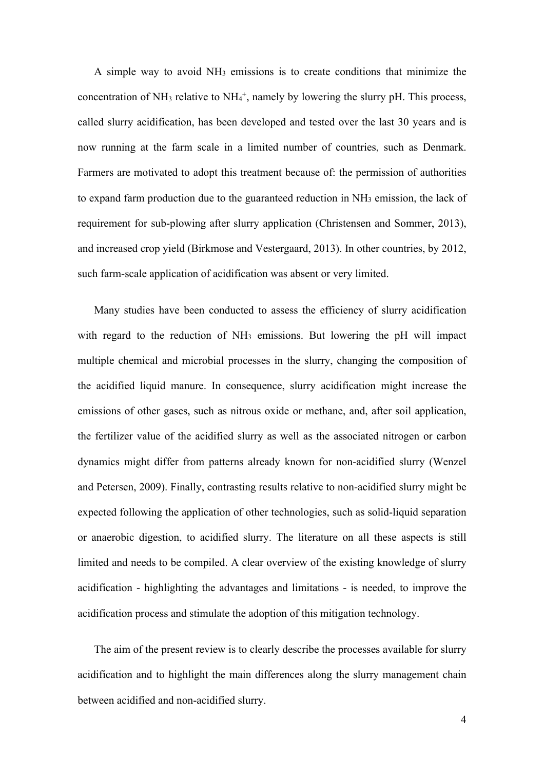A simple way to avoid $NH_3$ emissions is to create conditions that minimize the concentration of $NH_3$ relative to $NH_4^+$, namely by lowering the slurry pH. This process, called slurry acidification, has been developed and tested over the last 30 years and is now running at the farm scale in a limited number of countries, such as Denmark. Farmers are motivated to adopt this treatment because of: the permission of authorities to expand farm production due to the guaranteed reduction in $NH_3$ emission, the lack of requirement for sub-plowing after slurry application (Christensen and Sommer, 2013), and increased crop yield (Birkmose and Vestergaard, 2013). In other countries, by 2012, such farm-scale application of acidification was absent or very limited.

Many studies have been conducted to assess the efficiency of slurry acidification with regard to the reduction of $NH_3$ emissions. But lowering the pH will impact multiple chemical and microbial processes in the slurry, changing the composition of the acidified liquid manure. In consequence, slurry acidification might increase the emissions of other gases, such as nitrous oxide or methane, and, after soil application, the fertilizer value of the acidified slurry as well as the associated nitrogen or carbon dynamics might differ from patterns already known for non-acidified slurry (Wenzel and Petersen, 2009). Finally, contrasting results relative to non-acidified slurry might be expected following the application of other technologies, such as solid-liquid separation or anaerobic digestion, to acidified slurry. The literature on all these aspects is still limited and needs to be compiled. A clear overview of the existing knowledge of slurry acidification - highlighting the advantages and limitations - is needed, to improve the acidification process and stimulate the adoption of this mitigation technology.

The aim of the present review is to clearly describe the processes available for slurry acidification and to highlight the main differences along the slurry management chain between acidified and non-acidified slurry.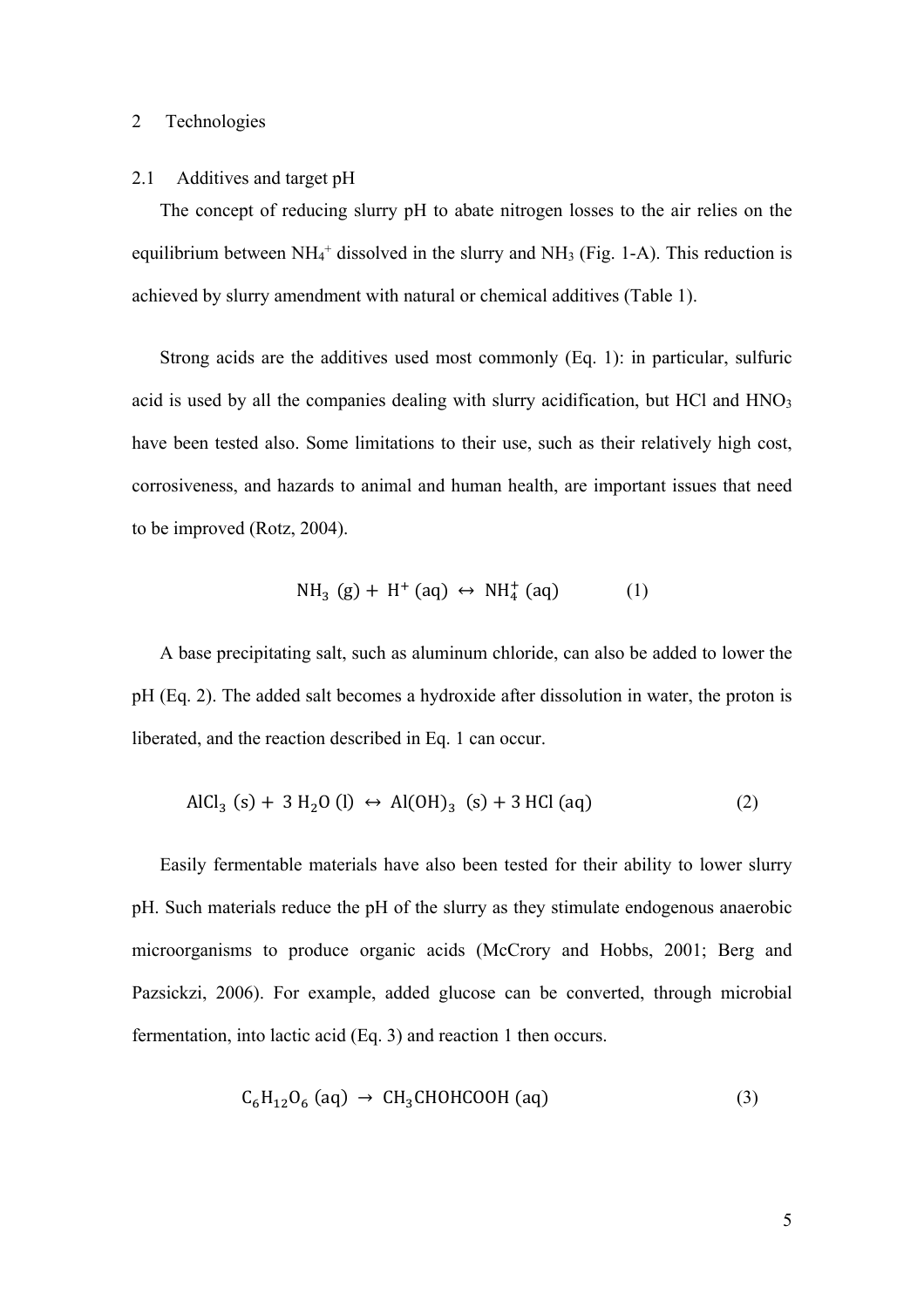## 2 Technologies

### 2.1 Additives and target pH

The concept of reducing slurry pH to abate nitrogen losses to the air relies on the equilibrium between $NH_4^+$ dissolved in the slurry and $NH_3$ (Fig. 1-A). This reduction is achieved by slurry amendment with natural or chemical additives (Table 1).

Strong acids are the additives used most commonly (Eq. 1): in particular, sulfuric acid is used by all the companies dealing with slurry acidification, but HCl and $HNO_3$ have been tested also. Some limitations to their use, such as their relatively high cost, corrosiveness, and hazards to animal and human health, are important issues that need to be improved (Rotz, 2004).

$$\mathrm{NH_3\ (g) + H^+\ (aq) \leftrightarrow NH_4^+\ (aq)} \qquad (1)$$

A base precipitating salt, such as aluminum chloride, can also be added to lower the pH (Eq. 2). The added salt becomes a hydroxide after dissolution in water, the proton is liberated, and the reaction described in Eq. 1 can occur.

$$\mathrm{AlCl_3\ (s) + 3\ H_2O\ (l) \leftrightarrow Al(OH)_3\ (s) + 3\ HCl\ (aq)} \qquad (2)$$

Easily fermentable materials have also been tested for their ability to lower slurry pH. Such materials reduce the pH of the slurry as they stimulate endogenous anaerobic microorganisms to produce organic acids (McCrory and Hobbs, 2001; Berg and Pazsickzi, 2006). For example, added glucose can be converted, through microbial fermentation, into lactic acid (Eq. 3) and reaction 1 then occurs.

$$\mathrm{C_6H_{12}O_6\ (aq) \rightarrow CH_3CHOHCOOH\ (aq)} \qquad (3)$$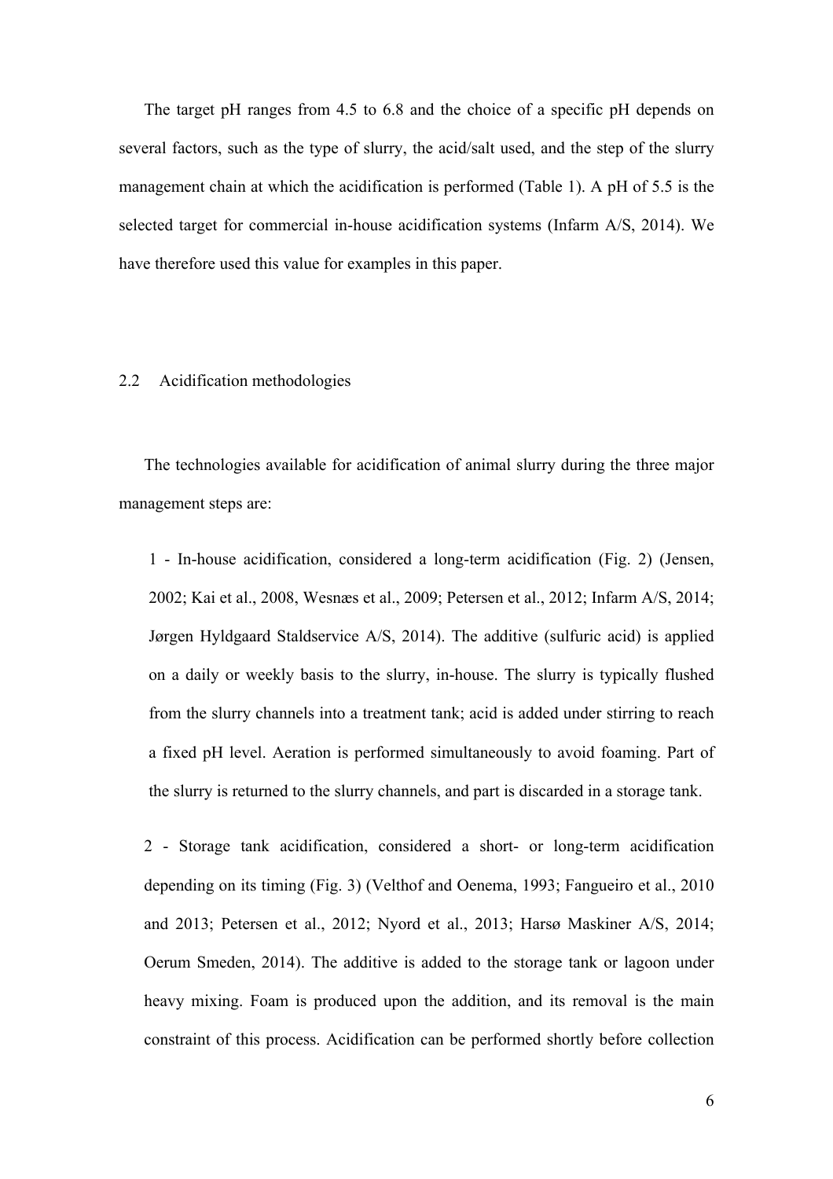The target pH ranges from 4.5 to 6.8 and the choice of a specific pH depends on several factors, such as the type of slurry, the acid/salt used, and the step of the slurry management chain at which the acidification is performed (Table 1). A pH of 5.5 is the selected target for commercial in-house acidification systems (Infarm A/S, 2014). We have therefore used this value for examples in this paper.

## 2.2 Acidification methodologies

The technologies available for acidification of animal slurry during the three major management steps are:

1 - In-house acidification, considered a long-term acidification (Fig. 2) (Jensen, 2002; Kai et al., 2008, Wesnæs et al., 2009; Petersen et al., 2012; Infarm A/S, 2014; Jørgen Hyldgaard Staldservice A/S, 2014). The additive (sulfuric acid) is applied on a daily or weekly basis to the slurry, in-house. The slurry is typically flushed from the slurry channels into a treatment tank; acid is added under stirring to reach a fixed pH level. Aeration is performed simultaneously to avoid foaming. Part of the slurry is returned to the slurry channels, and part is discarded in a storage tank.

2 - Storage tank acidification, considered a short- or long-term acidification depending on its timing (Fig. 3) (Velthof and Oenema, 1993; Fangueiro et al., 2010 and 2013; Petersen et al., 2012; Nyord et al., 2013; Harsø Maskiner A/S, 2014; Oerum Smeden, 2014). The additive is added to the storage tank or lagoon under heavy mixing. Foam is produced upon the addition, and its removal is the main constraint of this process. Acidification can be performed shortly before collection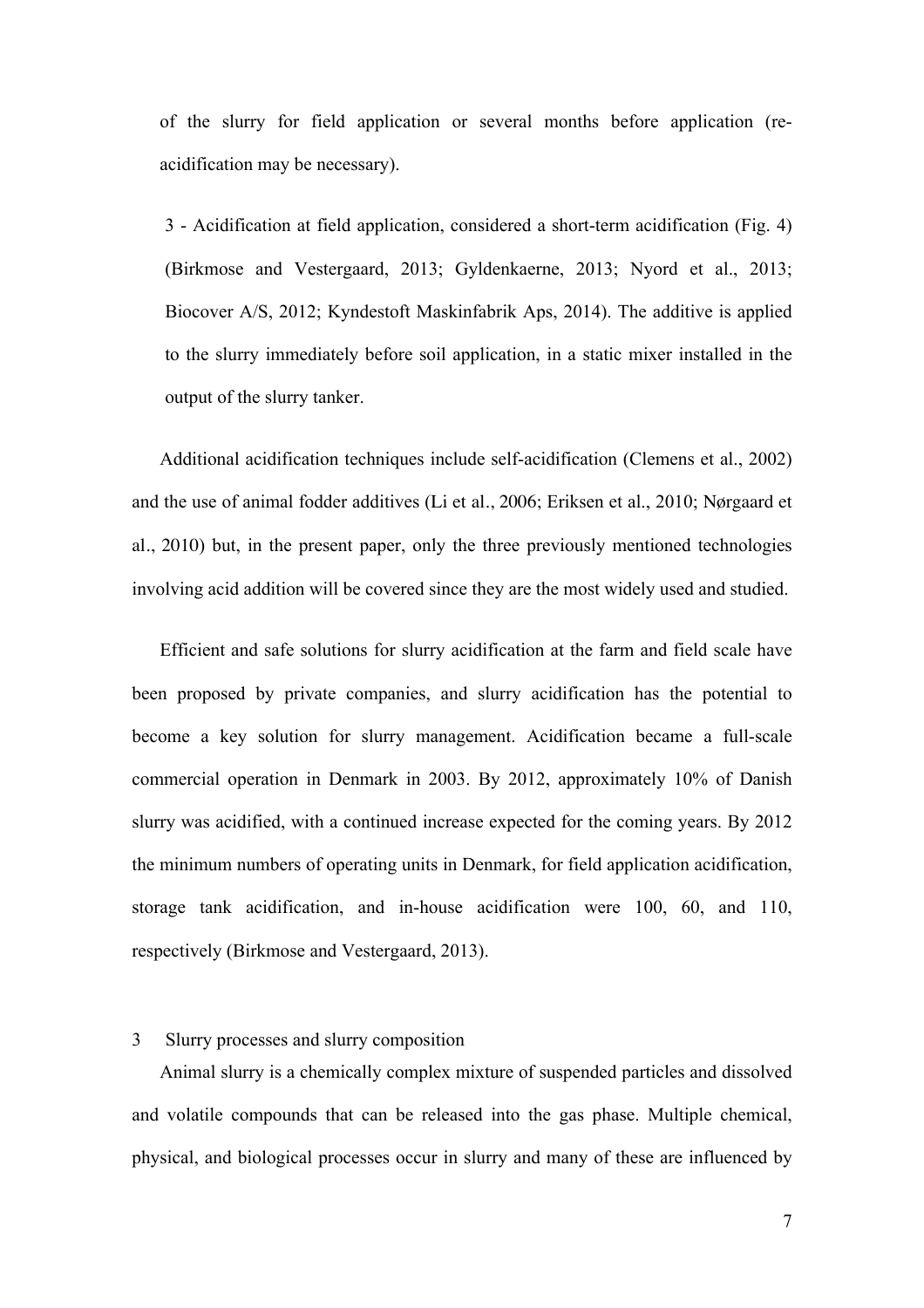of the slurry for field application or several months before application (re-acidification may be necessary).

3 - Acidification at field application, considered a short-term acidification (Fig. 4) (Birkmose and Vestergaard, 2013; Gyldenkaerne, 2013; Nyord et al., 2013; Biocover A/S, 2012; Kyndestoft Maskinfabrik Aps, 2014). The additive is applied to the slurry immediately before soil application, in a static mixer installed in the output of the slurry tanker.

Additional acidification techniques include self-acidification (Clemens et al., 2002) and the use of animal fodder additives (Li et al., 2006; Eriksen et al., 2010; Nørgaard et al., 2010) but, in the present paper, only the three previously mentioned technologies involving acid addition will be covered since they are the most widely used and studied.

Efficient and safe solutions for slurry acidification at the farm and field scale have been proposed by private companies, and slurry acidification has the potential to become a key solution for slurry management. Acidification became a full-scale commercial operation in Denmark in 2003. By 2012, approximately 10% of Danish slurry was acidified, with a continued increase expected for the coming years. By 2012 the minimum numbers of operating units in Denmark, for field application acidification, storage tank acidification, and in-house acidification were 100, 60, and 110, respectively (Birkmose and Vestergaard, 2013).

## 3 Slurry processes and slurry composition

Animal slurry is a chemically complex mixture of suspended particles and dissolved and volatile compounds that can be released into the gas phase. Multiple chemical, physical, and biological processes occur in slurry and many of these are influenced by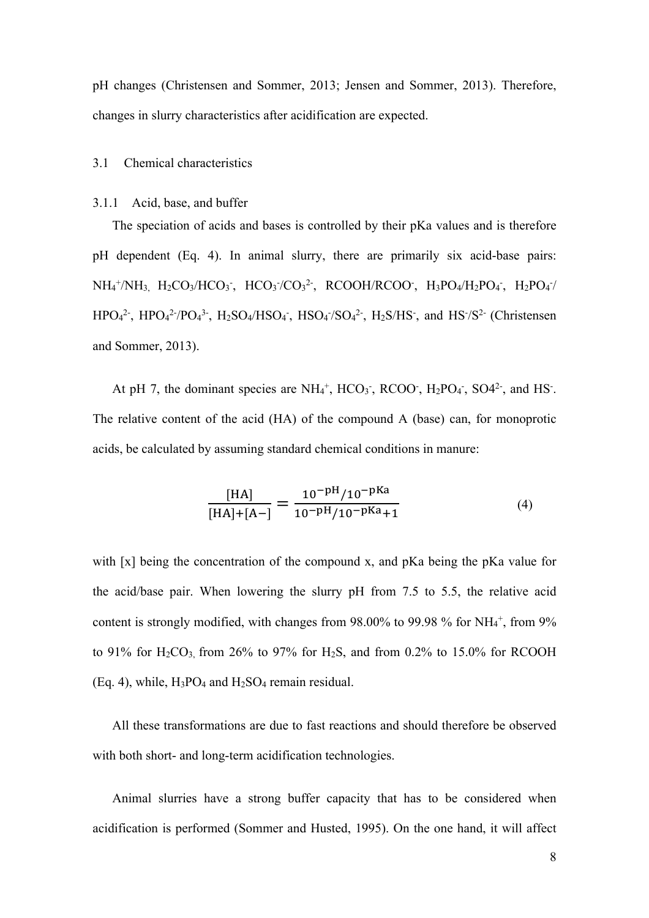pH changes (Christensen and Sommer, 2013; Jensen and Sommer, 2013). Therefore, changes in slurry characteristics after acidification are expected.

## 3.1 Chemical characteristics

### 3.1.1 Acid, base, and buffer

The speciation of acids and bases is controlled by their pKa values and is therefore pH dependent (Eq. 4). In animal slurry, there are primarily six acid-base pairs: $NH_4^+/NH_3$, $H_2CO_3/HCO_3^-$, $HCO_3^-/CO_3^{2-}$, $RCOOH/RCOO^-$, $H_3PO_4/H_2PO_4^-$, $H_2PO_4^-/HPO_4^{2-}$, $HPO_4^{2-}/PO_4^{3-}$, $H_2SO_4/HSO_4^-$, $HSO_4^-/SO_4^{2-}$, $H_2S/HS^-$, and $HS^-/S^{2-}$ (Christensen and Sommer, 2013).

At pH 7, the dominant species are $NH_4^+$, $HCO_3^-$, $RCOO^-$, $H_2PO_4^-$, SO4$^{2-}$, and $HS^-$. The relative content of the acid (HA) of the compound A (base) can, for monoprotic acids, be calculated by assuming standard chemical conditions in manure:

$$\frac{[\mathrm{HA}]}{[\mathrm{HA}]+[\mathrm{A}-]} = \frac{10^{-\mathrm{pH}}/10^{-\mathrm{pKa}}}{10^{-\mathrm{pH}}/10^{-\mathrm{pKa}}+1} \tag{4}$$

with [x] being the concentration of the compound x, and pKa being the pKa value for the acid/base pair. When lowering the slurry pH from 7.5 to 5.5, the relative acid content is strongly modified, with changes from 98.00% to 99.98 % for $NH_4^+$, from 9% to 91% for $H_2CO_3$, from 26% to 97% for $H_2S$, and from 0.2% to 15.0% for RCOOH (Eq. 4), while, $H_3PO_4$ and $H_2SO_4$ remain residual.

All these transformations are due to fast reactions and should therefore be observed with both short- and long-term acidification technologies.

Animal slurries have a strong buffer capacity that has to be considered when acidification is performed (Sommer and Husted, 1995). On the one hand, it will affect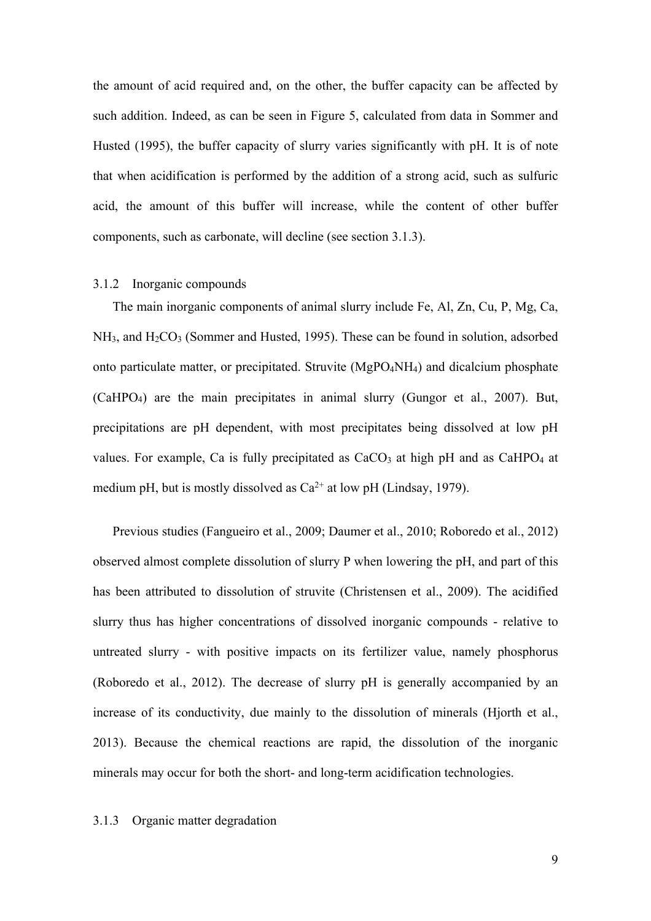the amount of acid required and, on the other, the buffer capacity can be affected by such addition. Indeed, as can be seen in Figure 5, calculated from data in Sommer and Husted (1995), the buffer capacity of slurry varies significantly with pH. It is of note that when acidification is performed by the addition of a strong acid, such as sulfuric acid, the amount of this buffer will increase, while the content of other buffer components, such as carbonate, will decline (see section 3.1.3).

### 3.1.2 Inorganic compounds

The main inorganic components of animal slurry include Fe, Al, Zn, Cu, P, Mg, Ca, $NH_3$, and $H_2CO_3$ (Sommer and Husted, 1995). These can be found in solution, adsorbed onto particulate matter, or precipitated. Struvite ($MgPO_4NH_4$) and dicalcium phosphate ($CaHPO_4$) are the main precipitates in animal slurry (Gungor et al., 2007). But, precipitations are pH dependent, with most precipitates being dissolved at low pH values. For example, Ca is fully precipitated as $CaCO_3$ at high pH and as $CaHPO_4$ at medium pH, but is mostly dissolved as $Ca^{2+}$ at low pH (Lindsay, 1979).

Previous studies (Fangueiro et al., 2009; Daumer et al., 2010; Roboredo et al., 2012) observed almost complete dissolution of slurry P when lowering the pH, and part of this has been attributed to dissolution of struvite (Christensen et al., 2009). The acidified slurry thus has higher concentrations of dissolved inorganic compounds - relative to untreated slurry - with positive impacts on its fertilizer value, namely phosphorus (Roboredo et al., 2012). The decrease of slurry pH is generally accompanied by an increase of its conductivity, due mainly to the dissolution of minerals (Hjorth et al., 2013). Because the chemical reactions are rapid, the dissolution of the inorganic minerals may occur for both the short- and long-term acidification technologies.

### 3.1.3 Organic matter degradation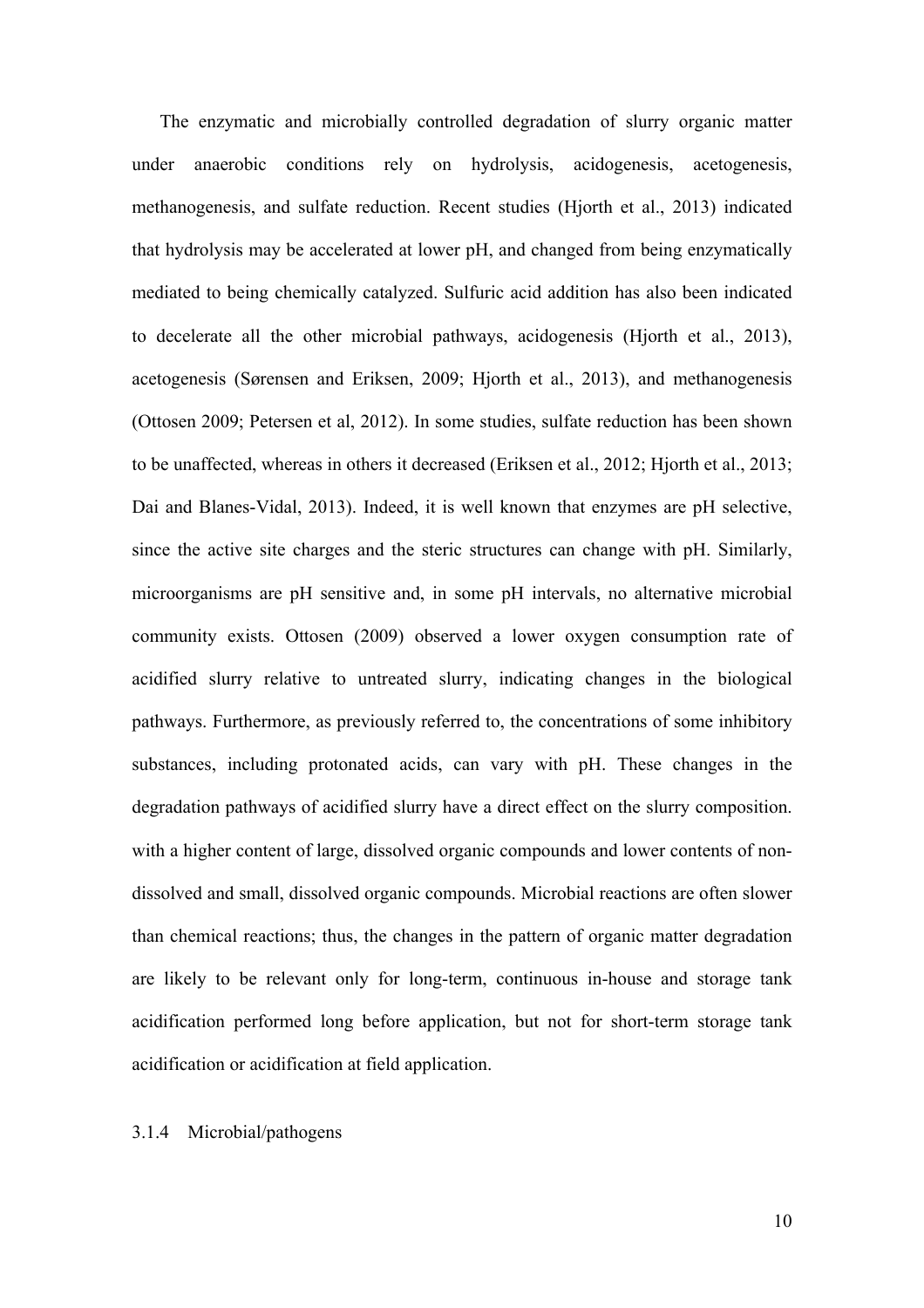The enzymatic and microbially controlled degradation of slurry organic matter under anaerobic conditions rely on hydrolysis, acidogenesis, acetogenesis, methanogenesis, and sulfate reduction. Recent studies (Hjorth et al., 2013) indicated that hydrolysis may be accelerated at lower pH, and changed from being enzymatically mediated to being chemically catalyzed. Sulfuric acid addition has also been indicated to decelerate all the other microbial pathways, acidogenesis (Hjorth et al., 2013), acetogenesis (Sørensen and Eriksen, 2009; Hjorth et al., 2013), and methanogenesis (Ottosen 2009; Petersen et al, 2012). In some studies, sulfate reduction has been shown to be unaffected, whereas in others it decreased (Eriksen et al., 2012; Hjorth et al., 2013; Dai and Blanes-Vidal, 2013). Indeed, it is well known that enzymes are pH selective, since the active site charges and the steric structures can change with pH. Similarly, microorganisms are pH sensitive and, in some pH intervals, no alternative microbial community exists. Ottosen (2009) observed a lower oxygen consumption rate of acidified slurry relative to untreated slurry, indicating changes in the biological pathways. Furthermore, as previously referred to, the concentrations of some inhibitory substances, including protonated acids, can vary with pH. These changes in the degradation pathways of acidified slurry have a direct effect on the slurry composition. with a higher content of large, dissolved organic compounds and lower contents of non-dissolved and small, dissolved organic compounds. Microbial reactions are often slower than chemical reactions; thus, the changes in the pattern of organic matter degradation are likely to be relevant only for long-term, continuous in-house and storage tank acidification performed long before application, but not for short-term storage tank acidification or acidification at field application.

#### 3.1.4 Microbial/pathogens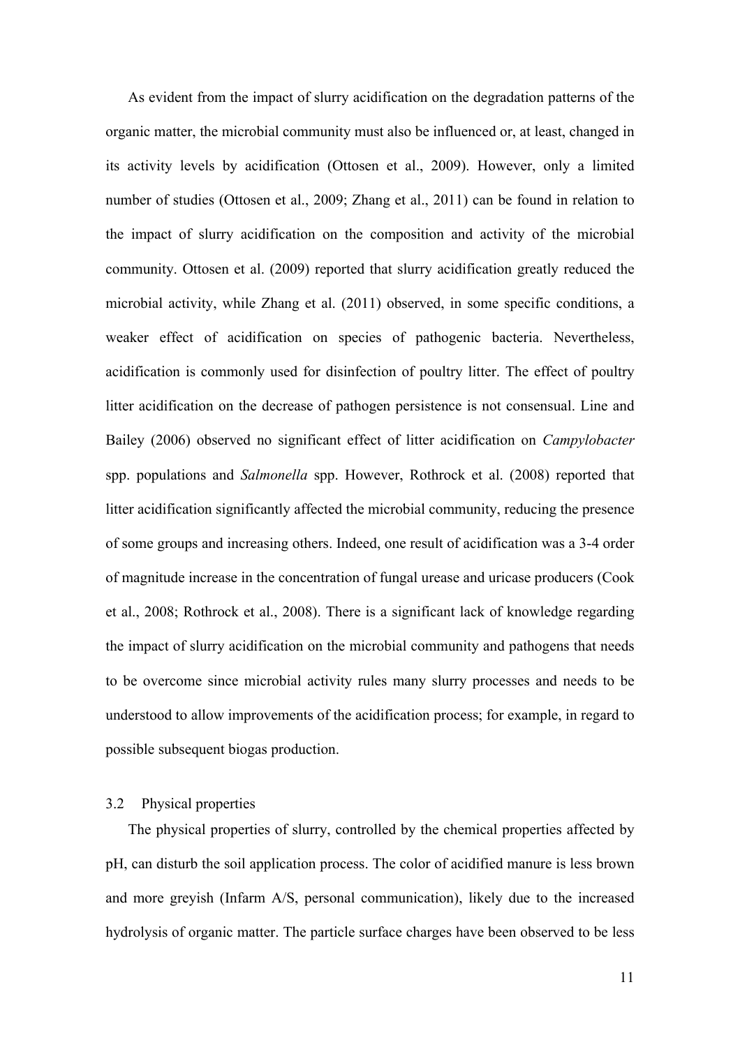As evident from the impact of slurry acidification on the degradation patterns of the organic matter, the microbial community must also be influenced or, at least, changed in its activity levels by acidification (Ottosen et al., 2009). However, only a limited number of studies (Ottosen et al., 2009; Zhang et al., 2011) can be found in relation to the impact of slurry acidification on the composition and activity of the microbial community. Ottosen et al. (2009) reported that slurry acidification greatly reduced the microbial activity, while Zhang et al. (2011) observed, in some specific conditions, a weaker effect of acidification on species of pathogenic bacteria. Nevertheless, acidification is commonly used for disinfection of poultry litter. The effect of poultry litter acidification on the decrease of pathogen persistence is not consensual. Line and Bailey (2006) observed no significant effect of litter acidification on *Campylobacter* spp. populations and *Salmonella* spp. However, Rothrock et al. (2008) reported that litter acidification significantly affected the microbial community, reducing the presence of some groups and increasing others. Indeed, one result of acidification was a 3-4 order of magnitude increase in the concentration of fungal urease and uricase producers (Cook et al., 2008; Rothrock et al., 2008). There is a significant lack of knowledge regarding the impact of slurry acidification on the microbial community and pathogens that needs to be overcome since microbial activity rules many slurry processes and needs to be understood to allow improvements of the acidification process; for example, in regard to possible subsequent biogas production.

## 3.2 Physical properties

The physical properties of slurry, controlled by the chemical properties affected by pH, can disturb the soil application process. The color of acidified manure is less brown and more greyish (Infarm A/S, personal communication), likely due to the increased hydrolysis of organic matter. The particle surface charges have been observed to be less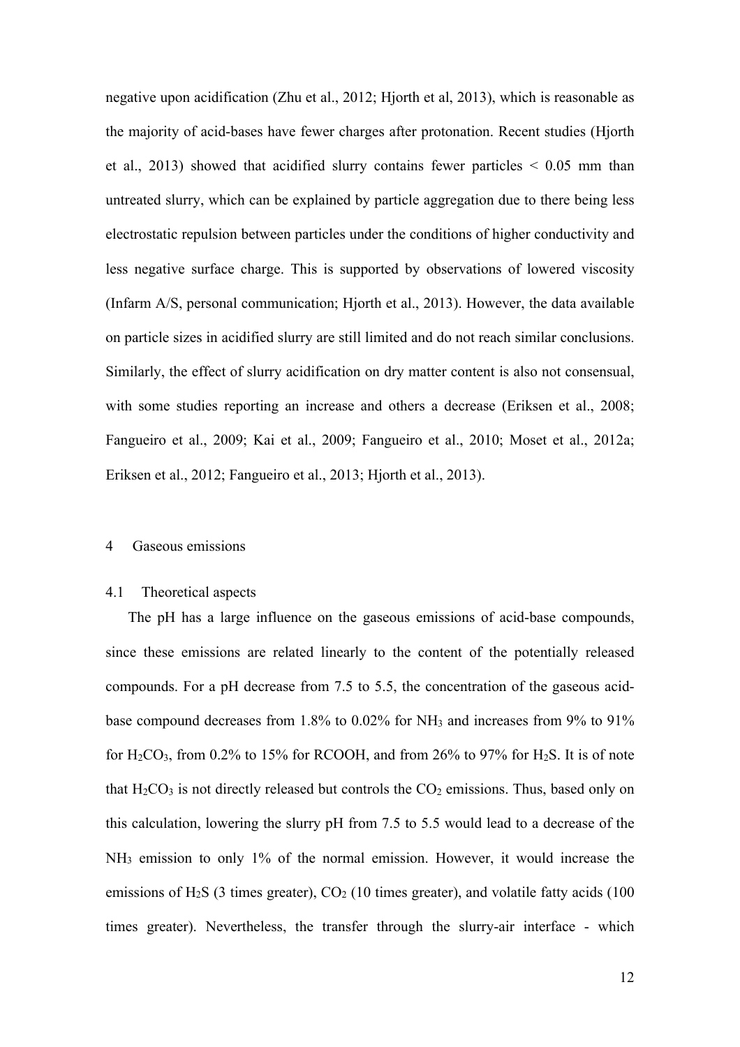negative upon acidification (Zhu et al., 2012; Hjorth et al, 2013), which is reasonable as the majority of acid-bases have fewer charges after protonation. Recent studies (Hjorth et al., 2013) showed that acidified slurry contains fewer particles < 0.05 mm than untreated slurry, which can be explained by particle aggregation due to there being less electrostatic repulsion between particles under the conditions of higher conductivity and less negative surface charge. This is supported by observations of lowered viscosity (Infarm A/S, personal communication; Hjorth et al., 2013). However, the data available on particle sizes in acidified slurry are still limited and do not reach similar conclusions. Similarly, the effect of slurry acidification on dry matter content is also not consensual, with some studies reporting an increase and others a decrease (Eriksen et al., 2008; Fangueiro et al., 2009; Kai et al., 2009; Fangueiro et al., 2010; Moset et al., 2012a; Eriksen et al., 2012; Fangueiro et al., 2013; Hjorth et al., 2013).

## 4 Gaseous emissions

### 4.1 Theoretical aspects

The pH has a large influence on the gaseous emissions of acid-base compounds, since these emissions are related linearly to the content of the potentially released compounds. For a pH decrease from 7.5 to 5.5, the concentration of the gaseous acid-base compound decreases from 1.8% to 0.02% for $NH_3$ and increases from 9% to 91% for $H_2CO_3$, from 0.2% to 15% for RCOOH, and from 26% to 97% for $H_2S$. It is of note that $H_2CO_3$ is not directly released but controls the $CO_2$ emissions. Thus, based only on this calculation, lowering the slurry pH from 7.5 to 5.5 would lead to a decrease of the $NH_3$ emission to only 1% of the normal emission. However, it would increase the emissions of $H_2S$ (3 times greater), $CO_2$ (10 times greater), and volatile fatty acids (100 times greater). Nevertheless, the transfer through the slurry-air interface - which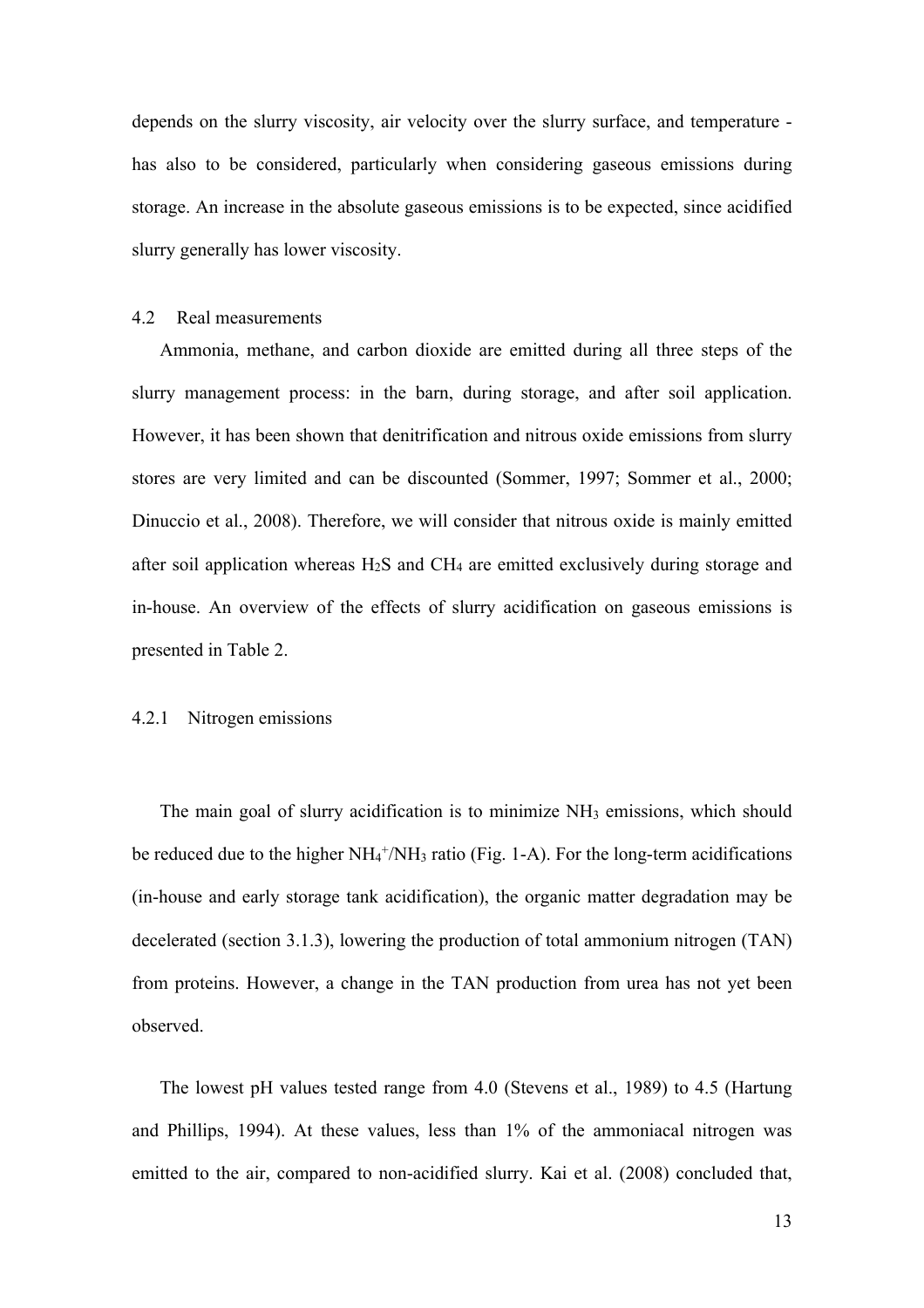depends on the slurry viscosity, air velocity over the slurry surface, and temperature - has also to be considered, particularly when considering gaseous emissions during storage. An increase in the absolute gaseous emissions is to be expected, since acidified slurry generally has lower viscosity.

### 4.2 Real measurements

Ammonia, methane, and carbon dioxide are emitted during all three steps of the slurry management process: in the barn, during storage, and after soil application. However, it has been shown that denitrification and nitrous oxide emissions from slurry stores are very limited and can be discounted (Sommer, 1997; Sommer et al., 2000; Dinuccio et al., 2008). Therefore, we will consider that nitrous oxide is mainly emitted after soil application whereas $H_2S$ and $CH_4$ are emitted exclusively during storage and in-house. An overview of the effects of slurry acidification on gaseous emissions is presented in Table 2.

#### 4.2.1 Nitrogen emissions

The main goal of slurry acidification is to minimize $NH_3$ emissions, which should be reduced due to the higher $NH_4^+/NH_3$ ratio (Fig. 1-A). For the long-term acidifications (in-house and early storage tank acidification), the organic matter degradation may be decelerated (section 3.1.3), lowering the production of total ammonium nitrogen (TAN) from proteins. However, a change in the TAN production from urea has not yet been observed.

The lowest pH values tested range from 4.0 (Stevens et al., 1989) to 4.5 (Hartung and Phillips, 1994). At these values, less than 1% of the ammoniacal nitrogen was emitted to the air, compared to non-acidified slurry. Kai et al. (2008) concluded that,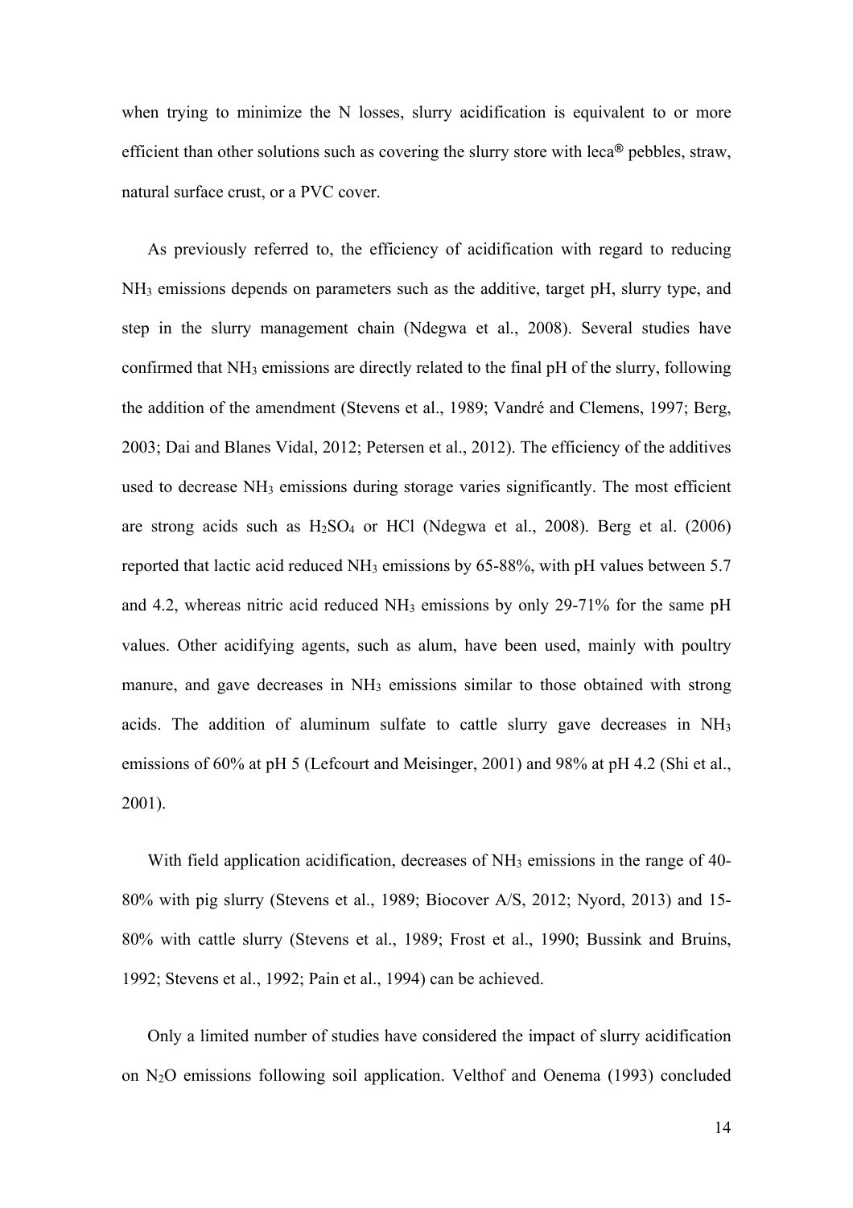when trying to minimize the N losses, slurry acidification is equivalent to or more efficient than other solutions such as covering the slurry store with leca® pebbles, straw, natural surface crust, or a PVC cover.

As previously referred to, the efficiency of acidification with regard to reducing $NH_3$ emissions depends on parameters such as the additive, target pH, slurry type, and step in the slurry management chain (Ndegwa et al., 2008). Several studies have confirmed that $NH_3$ emissions are directly related to the final pH of the slurry, following the addition of the amendment (Stevens et al., 1989; Vandré and Clemens, 1997; Berg, 2003; Dai and Blanes Vidal, 2012; Petersen et al., 2012). The efficiency of the additives used to decrease $NH_3$ emissions during storage varies significantly. The most efficient are strong acids such as $H_2SO_4$ or HCl (Ndegwa et al., 2008). Berg et al. (2006) reported that lactic acid reduced $NH_3$ emissions by 65-88%, with pH values between 5.7 and 4.2, whereas nitric acid reduced $NH_3$ emissions by only 29-71% for the same pH values. Other acidifying agents, such as alum, have been used, mainly with poultry manure, and gave decreases in $NH_3$ emissions similar to those obtained with strong acids. The addition of aluminum sulfate to cattle slurry gave decreases in $NH_3$ emissions of 60% at pH 5 (Lefcourt and Meisinger, 2001) and 98% at pH 4.2 (Shi et al., 2001).

With field application acidification, decreases of $NH_3$ emissions in the range of 40-80% with pig slurry (Stevens et al., 1989; Biocover A/S, 2012; Nyord, 2013) and 15-80% with cattle slurry (Stevens et al., 1989; Frost et al., 1990; Bussink and Bruins, 1992; Stevens et al., 1992; Pain et al., 1994) can be achieved.

Only a limited number of studies have considered the impact of slurry acidification on $N_2O$ emissions following soil application. Velthof and Oenema (1993) concluded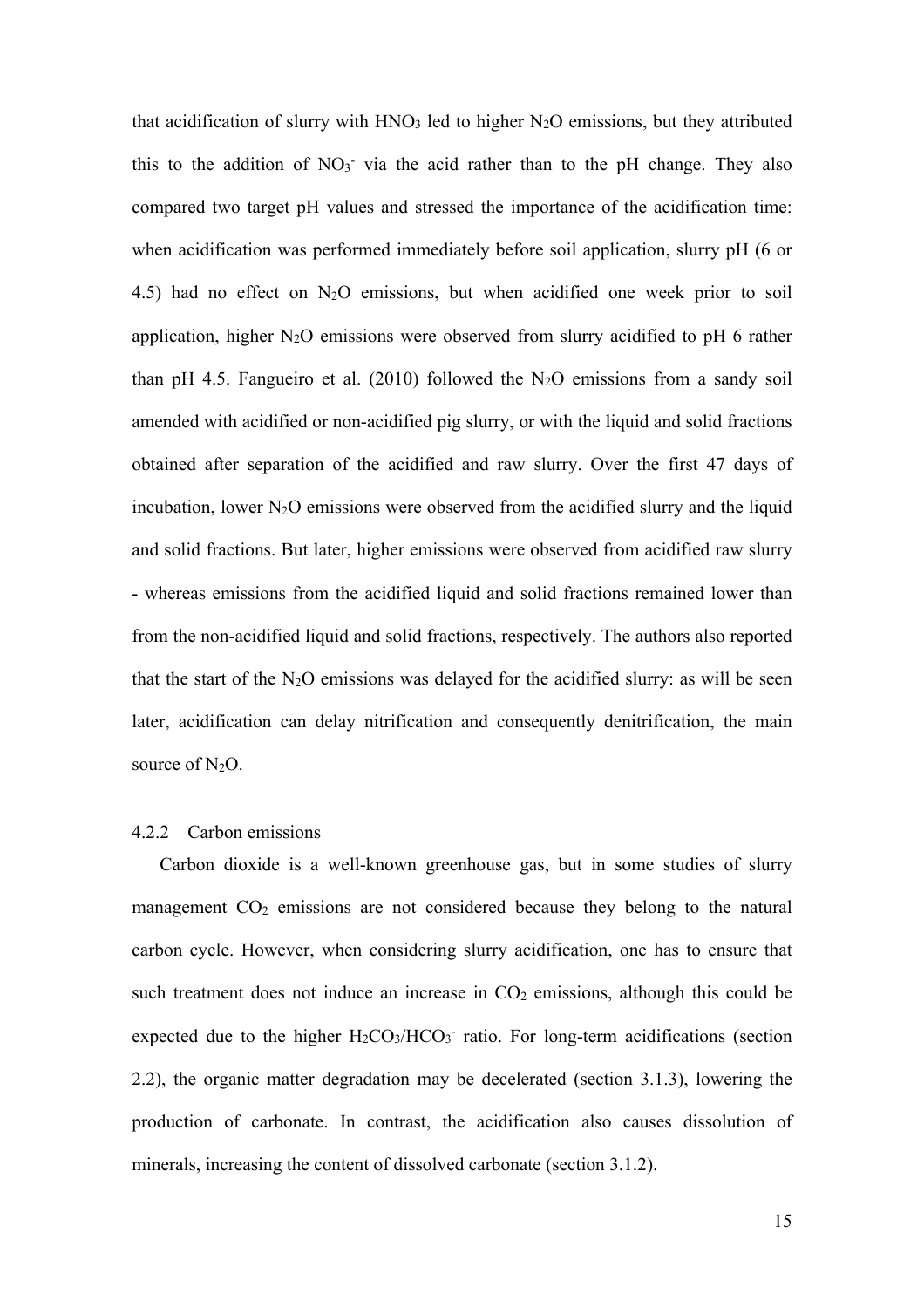that acidification of slurry with $HNO_3$ led to higher $N_2O$ emissions, but they attributed this to the addition of $NO_3^-$ via the acid rather than to the pH change. They also compared two target pH values and stressed the importance of the acidification time: when acidification was performed immediately before soil application, slurry pH (6 or 4.5) had no effect on $N_2O$ emissions, but when acidified one week prior to soil application, higher $N_2O$ emissions were observed from slurry acidified to pH 6 rather than pH 4.5. Fangueiro et al. (2010) followed the $N_2O$ emissions from a sandy soil amended with acidified or non-acidified pig slurry, or with the liquid and solid fractions obtained after separation of the acidified and raw slurry. Over the first 47 days of incubation, lower $N_2O$ emissions were observed from the acidified slurry and the liquid and solid fractions. But later, higher emissions were observed from acidified raw slurry - whereas emissions from the acidified liquid and solid fractions remained lower than from the non-acidified liquid and solid fractions, respectively. The authors also reported that the start of the $N_2O$ emissions was delayed for the acidified slurry: as will be seen later, acidification can delay nitrification and consequently denitrification, the main source of $N_2O$.

#### 4.2.2 Carbon emissions

Carbon dioxide is a well-known greenhouse gas, but in some studies of slurry management $CO_2$ emissions are not considered because they belong to the natural carbon cycle. However, when considering slurry acidification, one has to ensure that such treatment does not induce an increase in $CO_2$ emissions, although this could be expected due to the higher $H_2CO_3/HCO_3^-$ ratio. For long-term acidifications (section 2.2), the organic matter degradation may be decelerated (section 3.1.3), lowering the production of carbonate. In contrast, the acidification also causes dissolution of minerals, increasing the content of dissolved carbonate (section 3.1.2).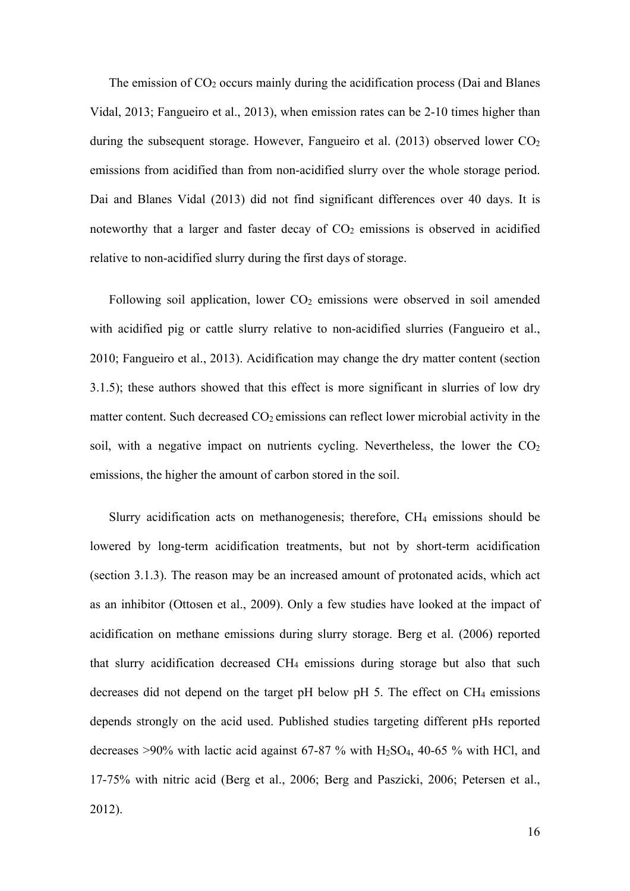The emission of $CO_2$ occurs mainly during the acidification process (Dai and Blanes Vidal, 2013; Fangueiro et al., 2013), when emission rates can be 2-10 times higher than during the subsequent storage. However, Fangueiro et al. (2013) observed lower $CO_2$ emissions from acidified than from non-acidified slurry over the whole storage period. Dai and Blanes Vidal (2013) did not find significant differences over 40 days. It is noteworthy that a larger and faster decay of $CO_2$ emissions is observed in acidified relative to non-acidified slurry during the first days of storage.

Following soil application, lower $CO_2$ emissions were observed in soil amended with acidified pig or cattle slurry relative to non-acidified slurries (Fangueiro et al., 2010; Fangueiro et al., 2013). Acidification may change the dry matter content (section 3.1.5); these authors showed that this effect is more significant in slurries of low dry matter content. Such decreased $CO_2$ emissions can reflect lower microbial activity in the soil, with a negative impact on nutrients cycling. Nevertheless, the lower the $CO_2$ emissions, the higher the amount of carbon stored in the soil.

Slurry acidification acts on methanogenesis; therefore, $CH_4$ emissions should be lowered by long-term acidification treatments, but not by short-term acidification (section 3.1.3). The reason may be an increased amount of protonated acids, which act as an inhibitor (Ottosen et al., 2009). Only a few studies have looked at the impact of acidification on methane emissions during slurry storage. Berg et al. (2006) reported that slurry acidification decreased $CH_4$ emissions during storage but also that such decreases did not depend on the target pH below pH 5. The effect on $CH_4$ emissions depends strongly on the acid used. Published studies targeting different pHs reported decreases >90% with lactic acid against 67-87 % with $H_2SO_4$, 40-65 % with HCl, and 17-75% with nitric acid (Berg et al., 2006; Berg and Paszicki, 2006; Petersen et al., 2012).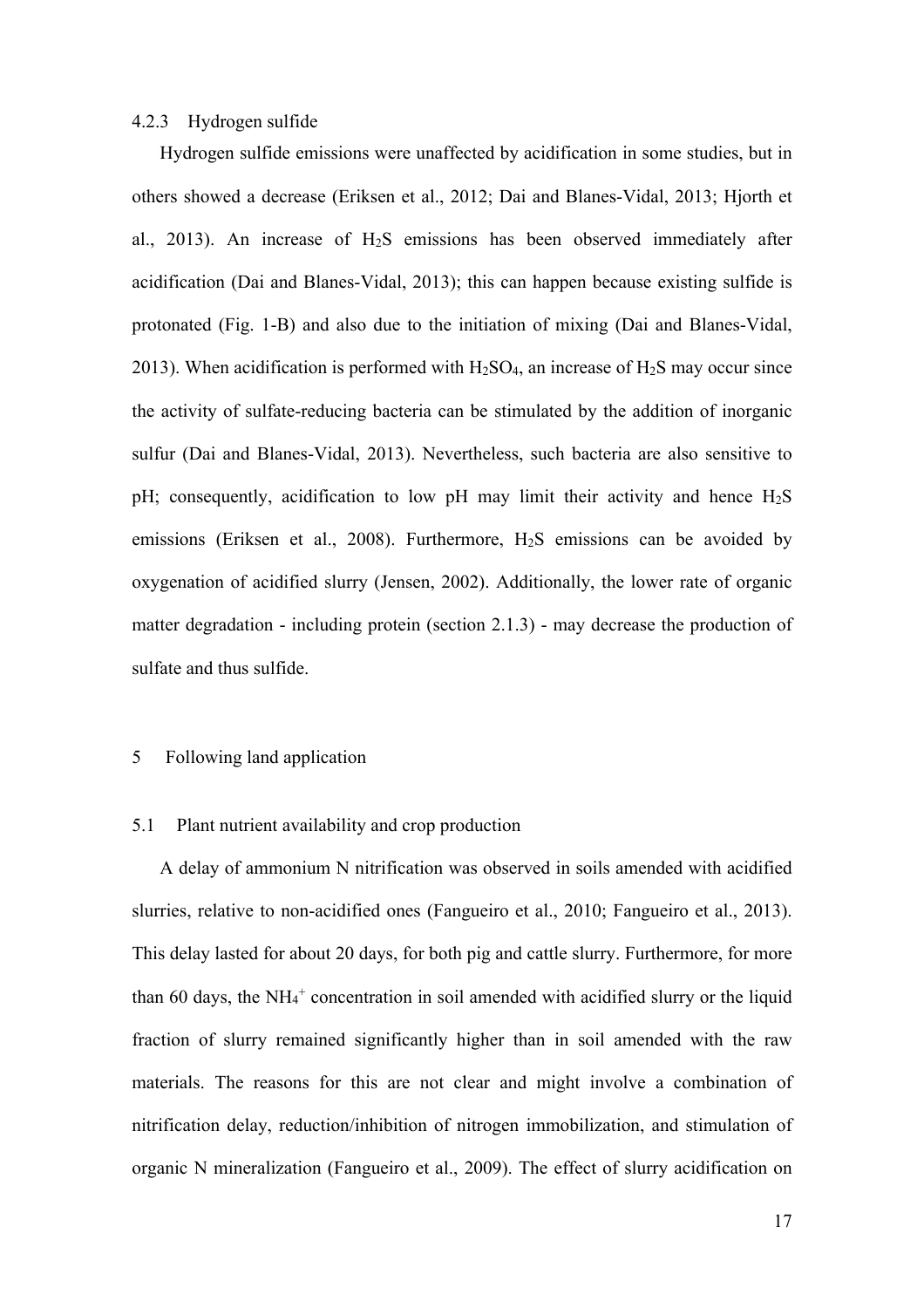### 4.2.3 Hydrogen sulfide

Hydrogen sulfide emissions were unaffected by acidification in some studies, but in others showed a decrease (Eriksen et al., 2012; Dai and Blanes-Vidal, 2013; Hjorth et al., 2013). An increase of $H_2S$ emissions has been observed immediately after acidification (Dai and Blanes-Vidal, 2013); this can happen because existing sulfide is protonated (Fig. 1-B) and also due to the initiation of mixing (Dai and Blanes-Vidal, 2013). When acidification is performed with $H_2SO_4$, an increase of $H_2S$ may occur since the activity of sulfate-reducing bacteria can be stimulated by the addition of inorganic sulfur (Dai and Blanes-Vidal, 2013). Nevertheless, such bacteria are also sensitive to pH; consequently, acidification to low pH may limit their activity and hence $H_2S$ emissions (Eriksen et al., 2008). Furthermore, $H_2S$ emissions can be avoided by oxygenation of acidified slurry (Jensen, 2002). Additionally, the lower rate of organic matter degradation - including protein (section 2.1.3) - may decrease the production of sulfate and thus sulfide.

# 5 Following land application

## 5.1 Plant nutrient availability and crop production

A delay of ammonium N nitrification was observed in soils amended with acidified slurries, relative to non-acidified ones (Fangueiro et al., 2010; Fangueiro et al., 2013). This delay lasted for about 20 days, for both pig and cattle slurry. Furthermore, for more than 60 days, the $NH_4^+$ concentration in soil amended with acidified slurry or the liquid fraction of slurry remained significantly higher than in soil amended with the raw materials. The reasons for this are not clear and might involve a combination of nitrification delay, reduction/inhibition of nitrogen immobilization, and stimulation of organic N mineralization (Fangueiro et al., 2009). The effect of slurry acidification on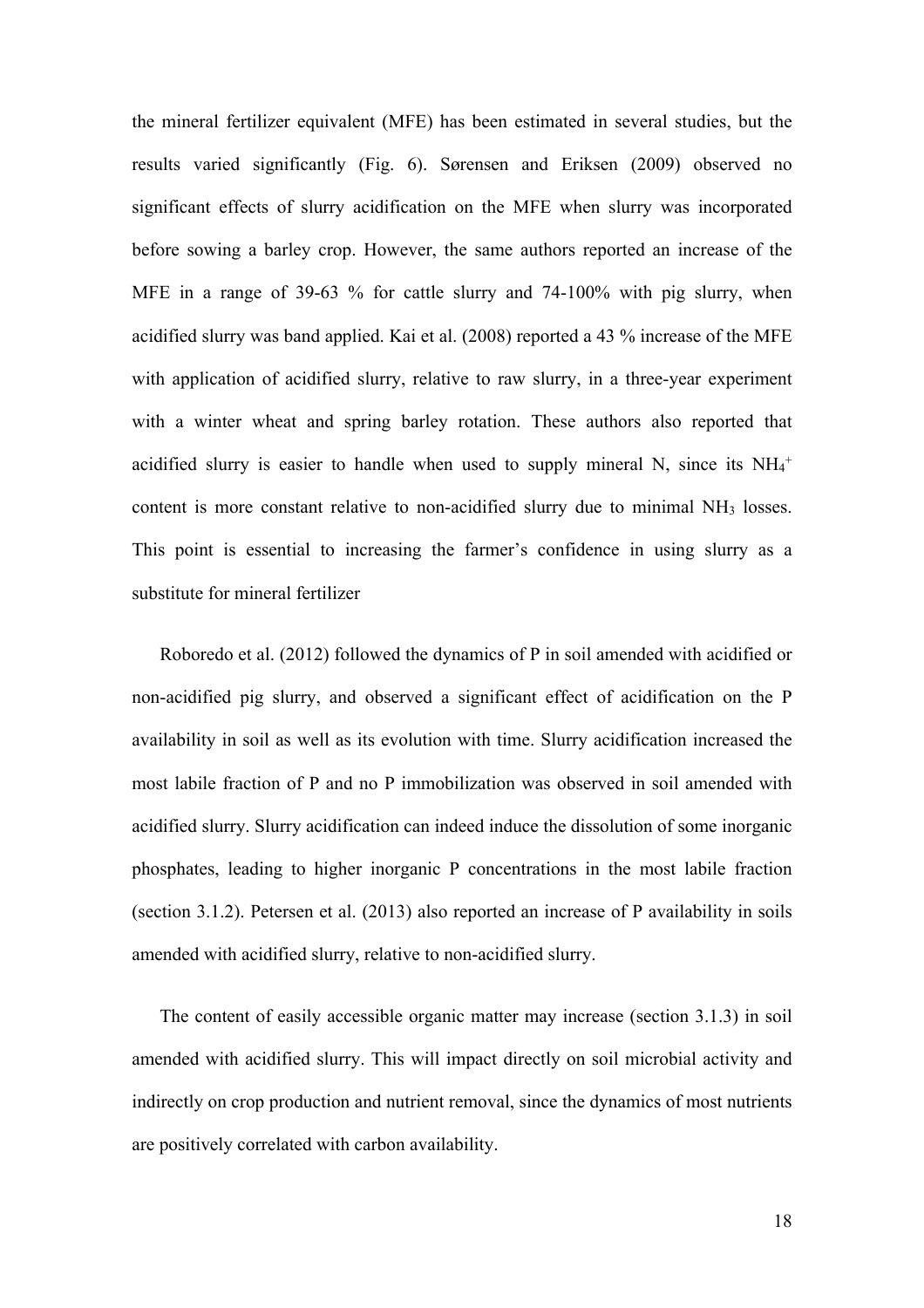the mineral fertilizer equivalent (MFE) has been estimated in several studies, but the results varied significantly (Fig. 6). Sørensen and Eriksen (2009) observed no significant effects of slurry acidification on the MFE when slurry was incorporated before sowing a barley crop. However, the same authors reported an increase of the MFE in a range of 39-63 % for cattle slurry and 74-100% with pig slurry, when acidified slurry was band applied. Kai et al. (2008) reported a 43 % increase of the MFE with application of acidified slurry, relative to raw slurry, in a three-year experiment with a winter wheat and spring barley rotation. These authors also reported that acidified slurry is easier to handle when used to supply mineral N, since its $NH_4^+$ content is more constant relative to non-acidified slurry due to minimal $NH_3$ losses. This point is essential to increasing the farmer's confidence in using slurry as a substitute for mineral fertilizer

Roboredo et al. (2012) followed the dynamics of P in soil amended with acidified or non-acidified pig slurry, and observed a significant effect of acidification on the P availability in soil as well as its evolution with time. Slurry acidification increased the most labile fraction of P and no P immobilization was observed in soil amended with acidified slurry. Slurry acidification can indeed induce the dissolution of some inorganic phosphates, leading to higher inorganic P concentrations in the most labile fraction (section 3.1.2). Petersen et al. (2013) also reported an increase of P availability in soils amended with acidified slurry, relative to non-acidified slurry.

The content of easily accessible organic matter may increase (section 3.1.3) in soil amended with acidified slurry. This will impact directly on soil microbial activity and indirectly on crop production and nutrient removal, since the dynamics of most nutrients are positively correlated with carbon availability.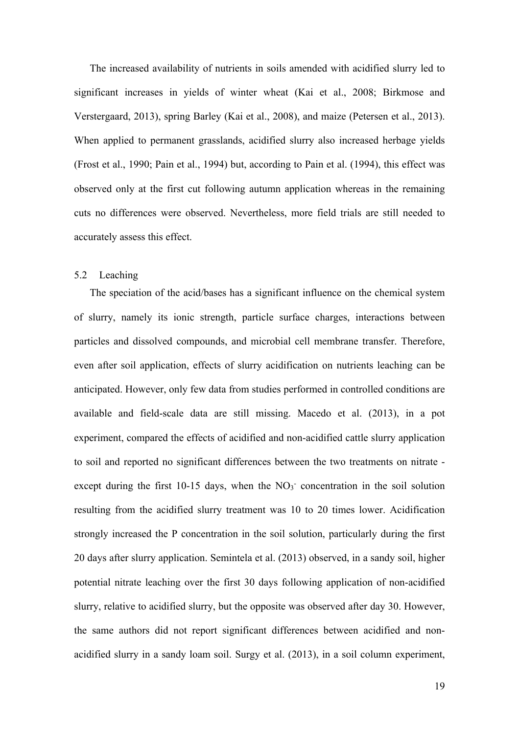The increased availability of nutrients in soils amended with acidified slurry led to significant increases in yields of winter wheat (Kai et al., 2008; Birkmose and Verstergaard, 2013), spring Barley (Kai et al., 2008), and maize (Petersen et al., 2013). When applied to permanent grasslands, acidified slurry also increased herbage yields (Frost et al., 1990; Pain et al., 1994) but, according to Pain et al. (1994), this effect was observed only at the first cut following autumn application whereas in the remaining cuts no differences were observed. Nevertheless, more field trials are still needed to accurately assess this effect.

### 5.2 Leaching

The speciation of the acid/bases has a significant influence on the chemical system of slurry, namely its ionic strength, particle surface charges, interactions between particles and dissolved compounds, and microbial cell membrane transfer. Therefore, even after soil application, effects of slurry acidification on nutrients leaching can be anticipated. However, only few data from studies performed in controlled conditions are available and field-scale data are still missing. Macedo et al. (2013), in a pot experiment, compared the effects of acidified and non-acidified cattle slurry application to soil and reported no significant differences between the two treatments on nitrate - except during the first 10-15 days, when the $NO_3^-$ concentration in the soil solution resulting from the acidified slurry treatment was 10 to 20 times lower. Acidification strongly increased the P concentration in the soil solution, particularly during the first 20 days after slurry application. Semintela et al. (2013) observed, in a sandy soil, higher potential nitrate leaching over the first 30 days following application of non-acidified slurry, relative to acidified slurry, but the opposite was observed after day 30. However, the same authors did not report significant differences between acidified and non-acidified slurry in a sandy loam soil. Surgy et al. (2013), in a soil column experiment,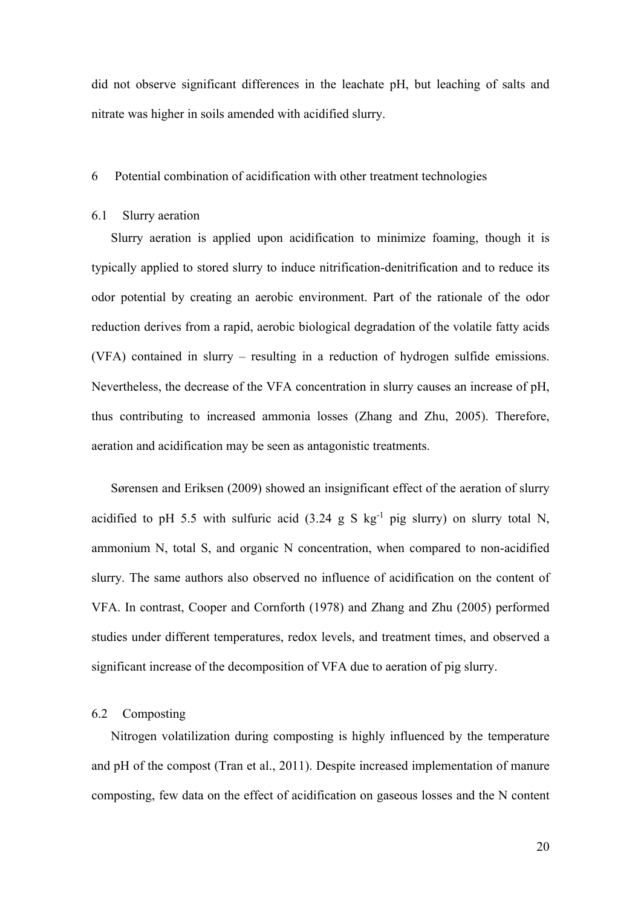did not observe significant differences in the leachate pH, but leaching of salts and nitrate was higher in soils amended with acidified slurry.

## 6 Potential combination of acidification with other treatment technologies

### 6.1 Slurry aeration

Slurry aeration is applied upon acidification to minimize foaming, though it is typically applied to stored slurry to induce nitrification-denitrification and to reduce its odor potential by creating an aerobic environment. Part of the rationale of the odor reduction derives from a rapid, aerobic biological degradation of the volatile fatty acids (VFA) contained in slurry – resulting in a reduction of hydrogen sulfide emissions. Nevertheless, the decrease of the VFA concentration in slurry causes an increase of pH, thus contributing to increased ammonia losses (Zhang and Zhu, 2005). Therefore, aeration and acidification may be seen as antagonistic treatments.

Sørensen and Eriksen (2009) showed an insignificant effect of the aeration of slurry acidified to pH 5.5 with sulfuric acid (3.24 g S $kg^{-1}$ pig slurry) on slurry total N, ammonium N, total S, and organic N concentration, when compared to non-acidified slurry. The same authors also observed no influence of acidification on the content of VFA. In contrast, Cooper and Cornforth (1978) and Zhang and Zhu (2005) performed studies under different temperatures, redox levels, and treatment times, and observed a significant increase of the decomposition of VFA due to aeration of pig slurry.

### 6.2 Composting

Nitrogen volatilization during composting is highly influenced by the temperature and pH of the compost (Tran et al., 2011). Despite increased implementation of manure composting, few data on the effect of acidification on gaseous losses and the N content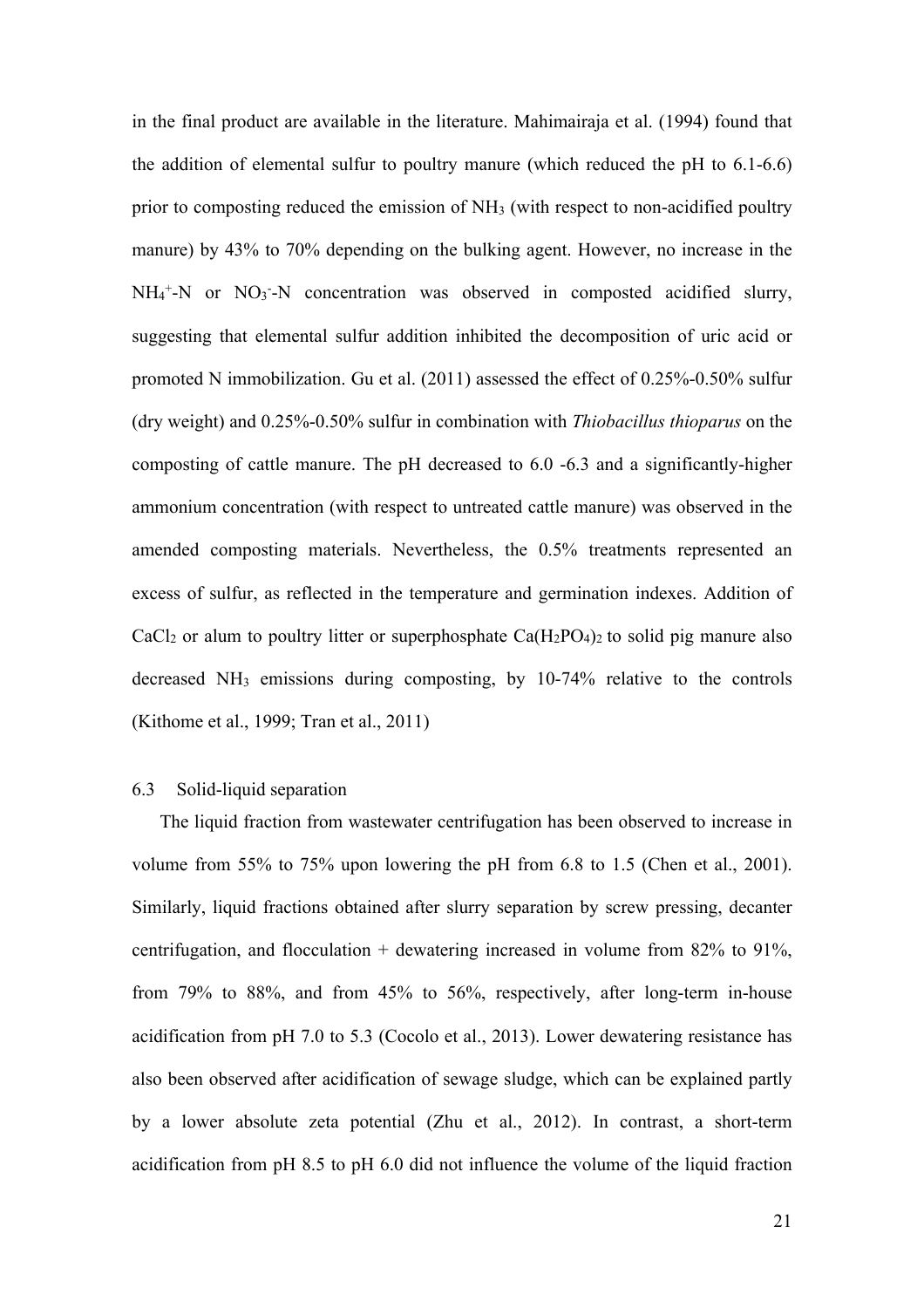in the final product are available in the literature. Mahimairaja et al. (1994) found that the addition of elemental sulfur to poultry manure (which reduced the pH to 6.1-6.6) prior to composting reduced the emission of $NH_3$ (with respect to non-acidified poultry manure) by 43% to 70% depending on the bulking agent. However, no increase in the $NH_4^+$-N or $NO_3^-$-N concentration was observed in composted acidified slurry, suggesting that elemental sulfur addition inhibited the decomposition of uric acid or promoted N immobilization. Gu et al. (2011) assessed the effect of 0.25%-0.50% sulfur (dry weight) and 0.25%-0.50% sulfur in combination with *Thiobacillus thioparus* on the composting of cattle manure. The pH decreased to 6.0 -6.3 and a significantly-higher ammonium concentration (with respect to untreated cattle manure) was observed in the amended composting materials. Nevertheless, the 0.5% treatments represented an excess of sulfur, as reflected in the temperature and germination indexes. Addition of $CaCl_2$ or alum to poultry litter or superphosphate $Ca(H_2PO_4)_2$ to solid pig manure also decreased $NH_3$ emissions during composting, by 10-74% relative to the controls (Kithome et al., 1999; Tran et al., 2011)

### 6.3 Solid-liquid separation

The liquid fraction from wastewater centrifugation has been observed to increase in volume from 55% to 75% upon lowering the pH from 6.8 to 1.5 (Chen et al., 2001). Similarly, liquid fractions obtained after slurry separation by screw pressing, decanter centrifugation, and flocculation + dewatering increased in volume from 82% to 91%, from 79% to 88%, and from 45% to 56%, respectively, after long-term in-house acidification from pH 7.0 to 5.3 (Cocolo et al., 2013). Lower dewatering resistance has also been observed after acidification of sewage sludge, which can be explained partly by a lower absolute zeta potential (Zhu et al., 2012). In contrast, a short-term acidification from pH 8.5 to pH 6.0 did not influence the volume of the liquid fraction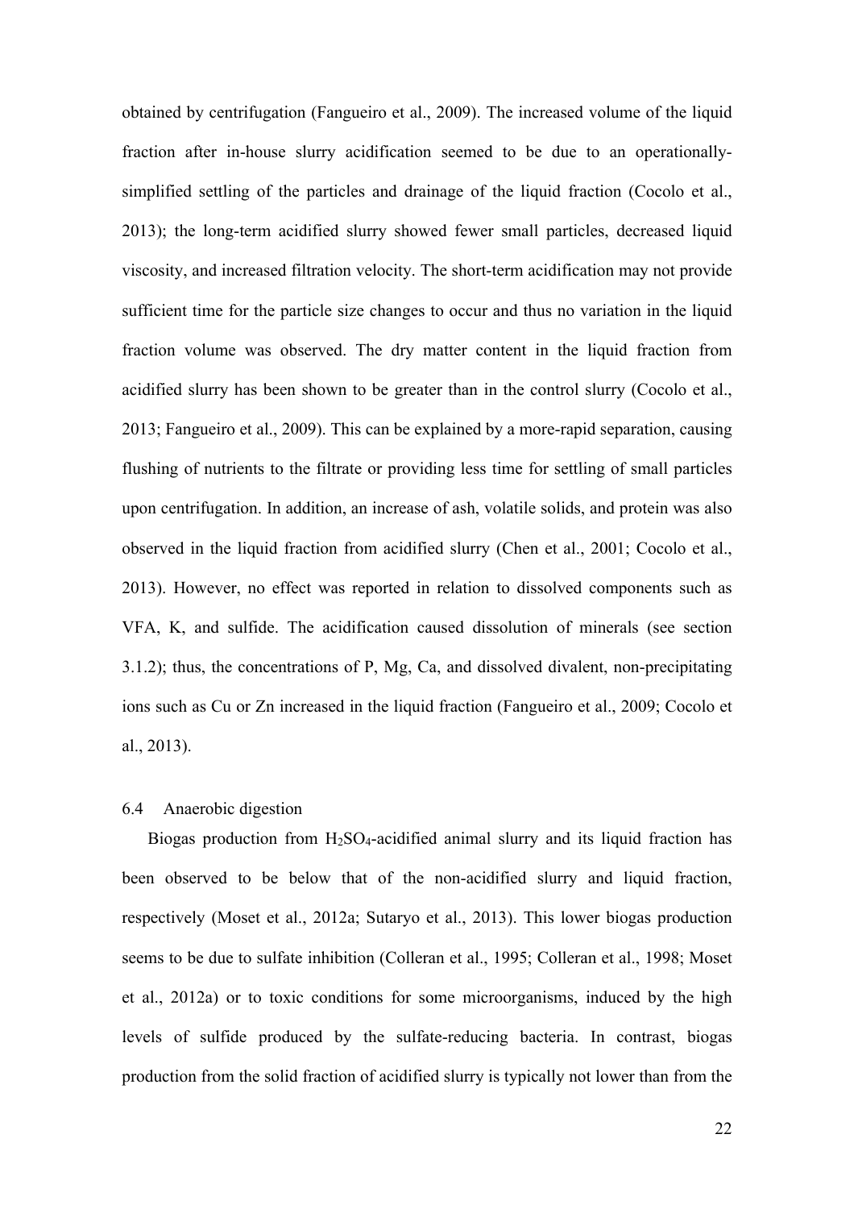obtained by centrifugation (Fangueiro et al., 2009). The increased volume of the liquid fraction after in-house slurry acidification seemed to be due to an operationally-simplified settling of the particles and drainage of the liquid fraction (Cocolo et al., 2013); the long-term acidified slurry showed fewer small particles, decreased liquid viscosity, and increased filtration velocity. The short-term acidification may not provide sufficient time for the particle size changes to occur and thus no variation in the liquid fraction volume was observed. The dry matter content in the liquid fraction from acidified slurry has been shown to be greater than in the control slurry (Cocolo et al., 2013; Fangueiro et al., 2009). This can be explained by a more-rapid separation, causing flushing of nutrients to the filtrate or providing less time for settling of small particles upon centrifugation. In addition, an increase of ash, volatile solids, and protein was also observed in the liquid fraction from acidified slurry (Chen et al., 2001; Cocolo et al., 2013). However, no effect was reported in relation to dissolved components such as VFA, K, and sulfide. The acidification caused dissolution of minerals (see section 3.1.2); thus, the concentrations of P, Mg, Ca, and dissolved divalent, non-precipitating ions such as Cu or Zn increased in the liquid fraction (Fangueiro et al., 2009; Cocolo et al., 2013).

### 6.4 Anaerobic digestion

Biogas production from $H_2SO_4$-acidified animal slurry and its liquid fraction has been observed to be below that of the non-acidified slurry and liquid fraction, respectively (Moset et al., 2012a; Sutaryo et al., 2013). This lower biogas production seems to be due to sulfate inhibition (Colleran et al., 1995; Colleran et al., 1998; Moset et al., 2012a) or to toxic conditions for some microorganisms, induced by the high levels of sulfide produced by the sulfate-reducing bacteria. In contrast, biogas production from the solid fraction of acidified slurry is typically not lower than from the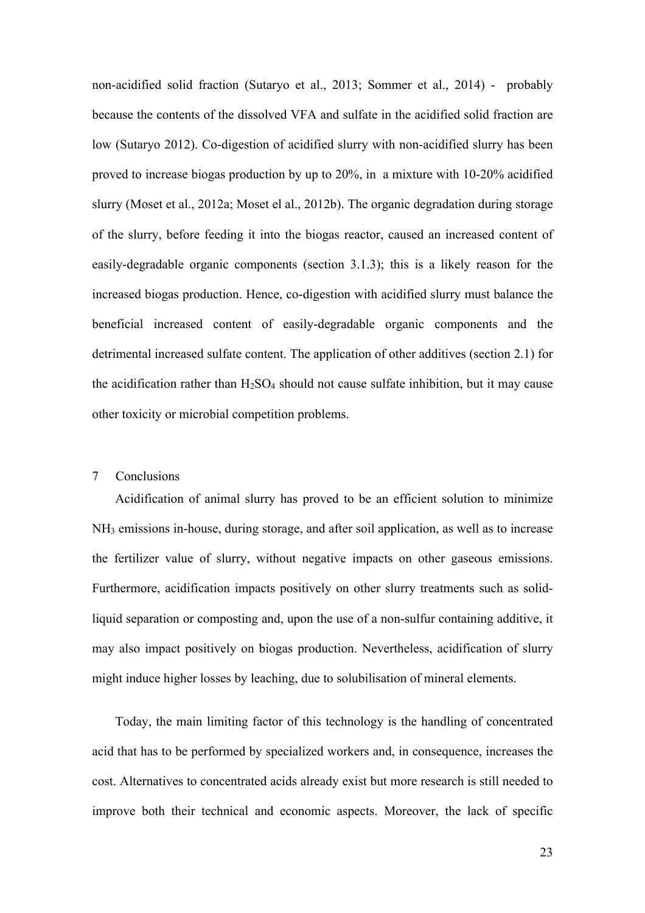non-acidified solid fraction (Sutaryo et al., 2013; Sommer et al., 2014) - probably because the contents of the dissolved VFA and sulfate in the acidified solid fraction are low (Sutaryo 2012). Co-digestion of acidified slurry with non-acidified slurry has been proved to increase biogas production by up to 20%, in a mixture with 10-20% acidified slurry (Moset et al., 2012a; Moset el al., 2012b). The organic degradation during storage of the slurry, before feeding it into the biogas reactor, caused an increased content of easily-degradable organic components (section 3.1.3); this is a likely reason for the increased biogas production. Hence, co-digestion with acidified slurry must balance the beneficial increased content of easily-degradable organic components and the detrimental increased sulfate content. The application of other additives (section 2.1) for the acidification rather than $H_2SO_4$ should not cause sulfate inhibition, but it may cause other toxicity or microbial competition problems.

## 7 Conclusions

Acidification of animal slurry has proved to be an efficient solution to minimize $NH_3$ emissions in-house, during storage, and after soil application, as well as to increase the fertilizer value of slurry, without negative impacts on other gaseous emissions. Furthermore, acidification impacts positively on other slurry treatments such as solid-liquid separation or composting and, upon the use of a non-sulfur containing additive, it may also impact positively on biogas production. Nevertheless, acidification of slurry might induce higher losses by leaching, due to solubilisation of mineral elements.

Today, the main limiting factor of this technology is the handling of concentrated acid that has to be performed by specialized workers and, in consequence, increases the cost. Alternatives to concentrated acids already exist but more research is still needed to improve both their technical and economic aspects. Moreover, the lack of specific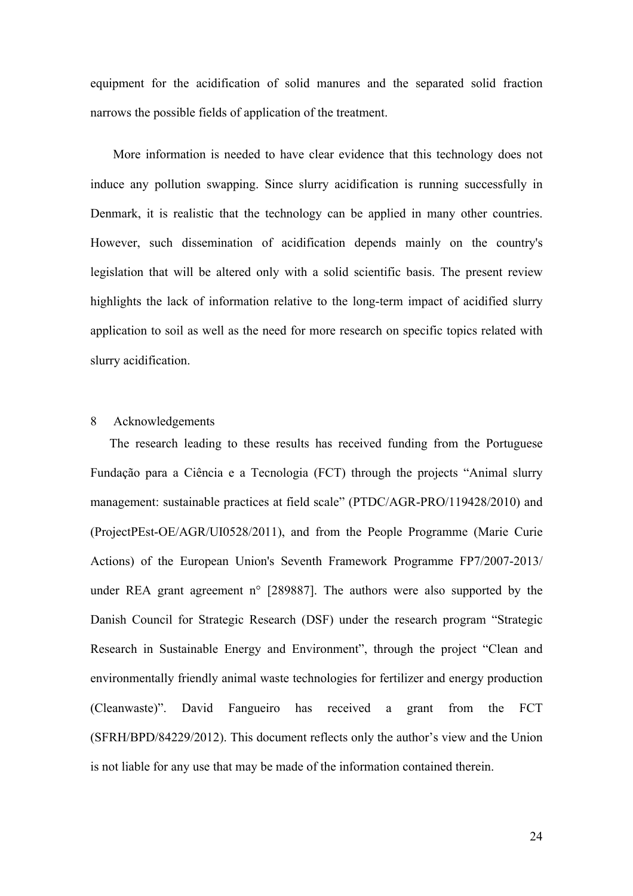equipment for the acidification of solid manures and the separated solid fraction narrows the possible fields of application of the treatment.

More information is needed to have clear evidence that this technology does not induce any pollution swapping. Since slurry acidification is running successfully in Denmark, it is realistic that the technology can be applied in many other countries. However, such dissemination of acidification depends mainly on the country's legislation that will be altered only with a solid scientific basis. The present review highlights the lack of information relative to the long-term impact of acidified slurry application to soil as well as the need for more research on specific topics related with slurry acidification.

## 8 Acknowledgements

The research leading to these results has received funding from the Portuguese Fundação para a Ciência e a Tecnologia (FCT) through the projects "Animal slurry management: sustainable practices at field scale" (PTDC/AGR-PRO/119428/2010) and (ProjectPEst-OE/AGR/UI0528/2011), and from the People Programme (Marie Curie Actions) of the European Union's Seventh Framework Programme FP7/2007-2013/ under REA grant agreement n° [289887]. The authors were also supported by the Danish Council for Strategic Research (DSF) under the research program "Strategic Research in Sustainable Energy and Environment", through the project "Clean and environmentally friendly animal waste technologies for fertilizer and energy production (Cleanwaste)". David Fangueiro has received a grant from the FCT (SFRH/BPD/84229/2012). This document reflects only the author's view and the Union is not liable for any use that may be made of the information contained therein.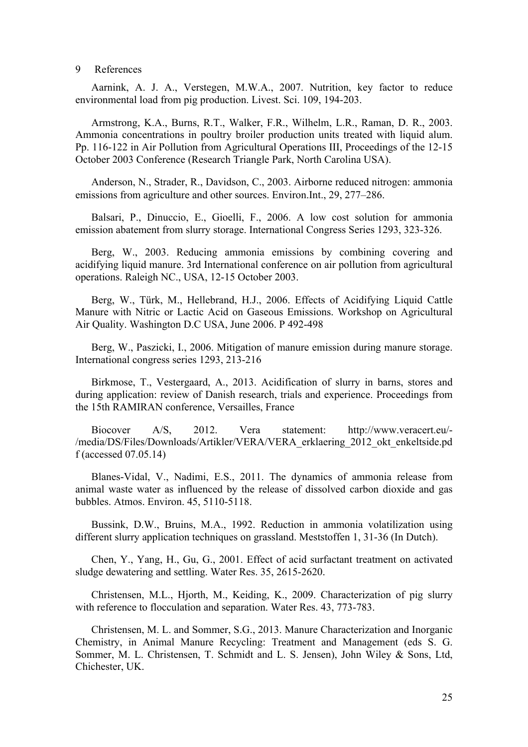## 9 References

Aarnink, A. J. A., Verstegen, M.W.A., 2007. Nutrition, key factor to reduce environmental load from pig production. Livest. Sci. 109, 194-203.

Armstrong, K.A., Burns, R.T., Walker, F.R., Wilhelm, L.R., Raman, D. R., 2003. Ammonia concentrations in poultry broiler production units treated with liquid alum. Pp. 116-122 in Air Pollution from Agricultural Operations III, Proceedings of the 12-15 October 2003 Conference (Research Triangle Park, North Carolina USA).

Anderson, N., Strader, R., Davidson, C., 2003. Airborne reduced nitrogen: ammonia emissions from agriculture and other sources. Environ.Int., 29, 277–286.

Balsari, P., Dinuccio, E., Gioelli, F., 2006. A low cost solution for ammonia emission abatement from slurry storage. International Congress Series 1293, 323-326.

Berg, W., 2003. Reducing ammonia emissions by combining covering and acidifying liquid manure. 3rd International conference on air pollution from agricultural operations. Raleigh NC., USA, 12-15 October 2003.

Berg, W., Türk, M., Hellebrand, H.J., 2006. Effects of Acidifying Liquid Cattle Manure with Nitric or Lactic Acid on Gaseous Emissions. Workshop on Agricultural Air Quality. Washington D.C USA, June 2006. P 492-498

Berg, W., Paszicki, I., 2006. Mitigation of manure emission during manure storage. International congress series 1293, 213-216

Birkmose, T., Vestergaard, A., 2013. Acidification of slurry in barns, stores and during application: review of Danish research, trials and experience. Proceedings from the 15th RAMIRAN conference, Versailles, France

Biocover A/S, 2012. Vera statement: http://www.veracert.eu/-/media/DS/Files/Downloads/Artikler/VERA/VERA_erklaering_2012_okt_enkeltside.pdf (accessed 07.05.14)

Blanes-Vidal, V., Nadimi, E.S., 2011. The dynamics of ammonia release from animal waste water as influenced by the release of dissolved carbon dioxide and gas bubbles. Atmos. Environ. 45, 5110-5118.

Bussink, D.W., Bruins, M.A., 1992. Reduction in ammonia volatilization using different slurry application techniques on grassland. Meststoffen 1, 31-36 (In Dutch).

Chen, Y., Yang, H., Gu, G., 2001. Effect of acid surfactant treatment on activated sludge dewatering and settling. Water Res. 35, 2615-2620.

Christensen, M.L., Hjorth, M., Keiding, K., 2009. Characterization of pig slurry with reference to flocculation and separation. Water Res. 43, 773-783.

Christensen, M. L. and Sommer, S.G., 2013. Manure Characterization and Inorganic Chemistry, in Animal Manure Recycling: Treatment and Management (eds S. G. Sommer, M. L. Christensen, T. Schmidt and L. S. Jensen), John Wiley & Sons, Ltd, Chichester, UK.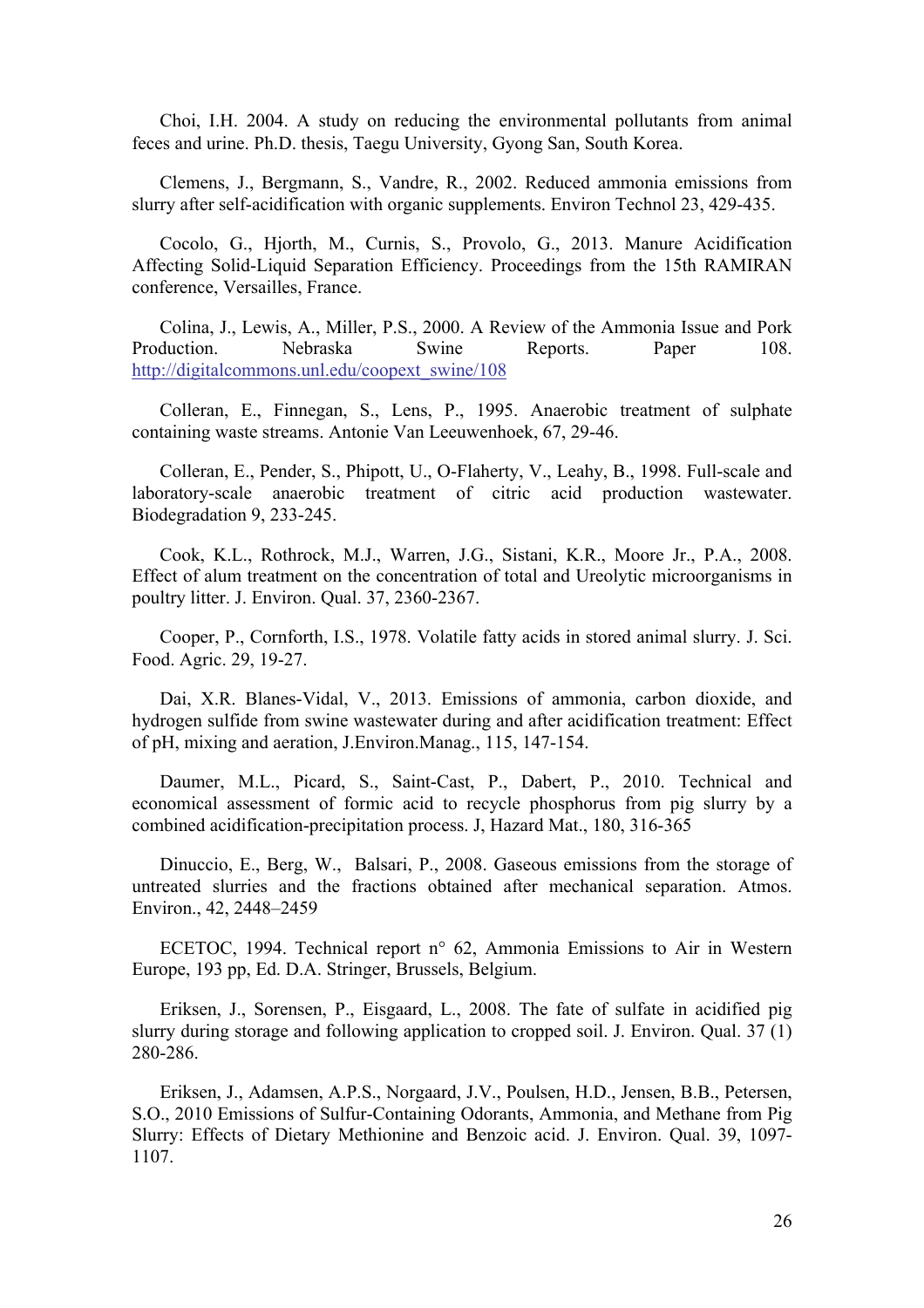Choi, I.H. 2004. A study on reducing the environmental pollutants from animal feces and urine. Ph.D. thesis, Taegu University, Gyong San, South Korea.

Clemens, J., Bergmann, S., Vandre, R., 2002. Reduced ammonia emissions from slurry after self-acidification with organic supplements. Environ Technol 23, 429-435.

Cocolo, G., Hjorth, M., Curnis, S., Provolo, G., 2013. Manure Acidification Affecting Solid-Liquid Separation Efficiency. Proceedings from the 15th RAMIRAN conference, Versailles, France.

Colina, J., Lewis, A., Miller, P.S., 2000. A Review of the Ammonia Issue and Pork Production. Nebraska Swine Reports. Paper 108. http://digitalcommons.unl.edu/coopext_swine/108

Colleran, E., Finnegan, S., Lens, P., 1995. Anaerobic treatment of sulphate containing waste streams. Antonie Van Leeuwenhoek, 67, 29-46.

Colleran, E., Pender, S., Phipott, U., O-Flaherty, V., Leahy, B., 1998. Full-scale and laboratory-scale anaerobic treatment of citric acid production wastewater. Biodegradation 9, 233-245.

Cook, K.L., Rothrock, M.J., Warren, J.G., Sistani, K.R., Moore Jr., P.A., 2008. Effect of alum treatment on the concentration of total and Ureolytic microorganisms in poultry litter. J. Environ. Qual. 37, 2360-2367.

Cooper, P., Cornforth, I.S., 1978. Volatile fatty acids in stored animal slurry. J. Sci. Food. Agric. 29, 19-27.

Dai, X.R. Blanes-Vidal, V., 2013. Emissions of ammonia, carbon dioxide, and hydrogen sulfide from swine wastewater during and after acidification treatment: Effect of pH, mixing and aeration, J.Environ.Manag., 115, 147-154.

Daumer, M.L., Picard, S., Saint-Cast, P., Dabert, P., 2010. Technical and economical assessment of formic acid to recycle phosphorus from pig slurry by a combined acidification-precipitation process. J, Hazard Mat., 180, 316-365

Dinuccio, E., Berg, W., Balsari, P., 2008. Gaseous emissions from the storage of untreated slurries and the fractions obtained after mechanical separation. Atmos. Environ., 42, 2448–2459

ECETOC, 1994. Technical report n° 62, Ammonia Emissions to Air in Western Europe, 193 pp, Ed. D.A. Stringer, Brussels, Belgium.

Eriksen, J., Sorensen, P., Eisgaard, L., 2008. The fate of sulfate in acidified pig slurry during storage and following application to cropped soil. J. Environ. Qual. 37 (1) 280-286.

Eriksen, J., Adamsen, A.P.S., Norgaard, J.V., Poulsen, H.D., Jensen, B.B., Petersen, S.O., 2010 Emissions of Sulfur-Containing Odorants, Ammonia, and Methane from Pig Slurry: Effects of Dietary Methionine and Benzoic acid. J. Environ. Qual. 39, 1097-1107.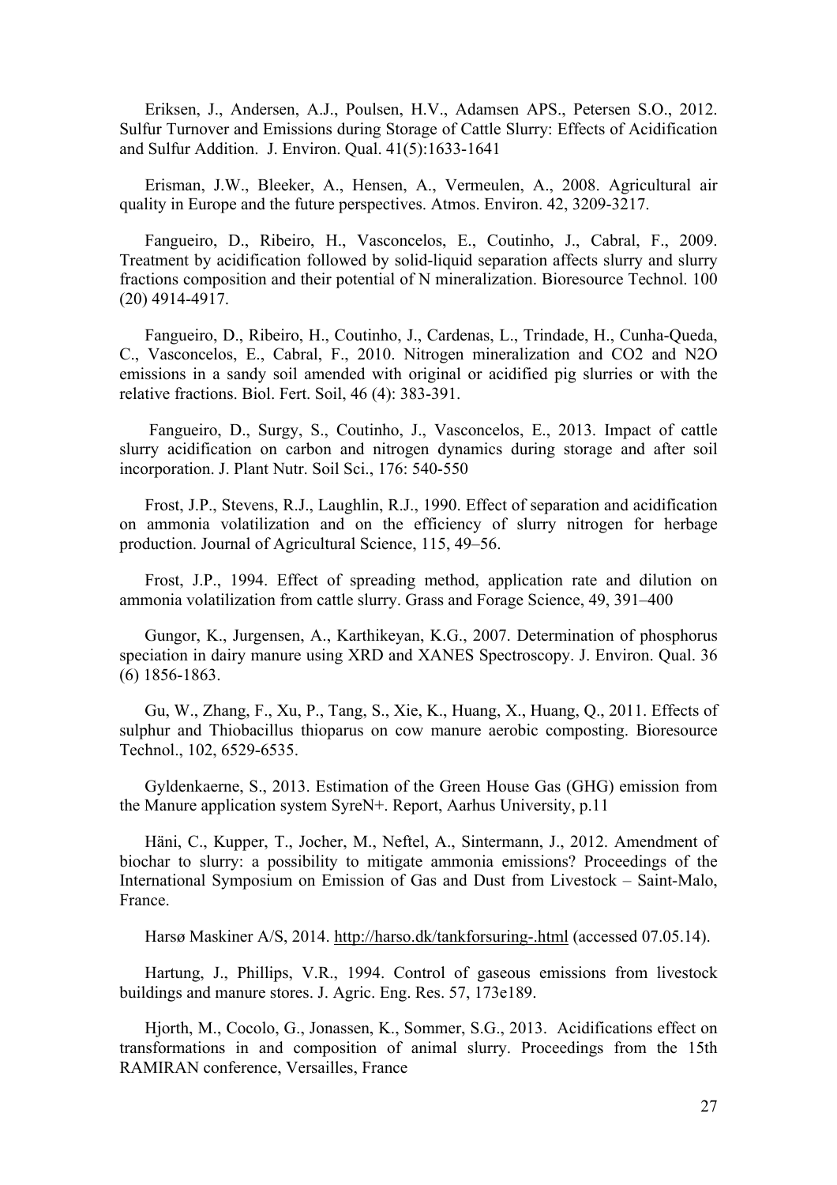Eriksen, J., Andersen, A.J., Poulsen, H.V., Adamsen APS., Petersen S.O., 2012. Sulfur Turnover and Emissions during Storage of Cattle Slurry: Effects of Acidification and Sulfur Addition. J. Environ. Qual. 41(5):1633-1641

Erisman, J.W., Bleeker, A., Hensen, A., Vermeulen, A., 2008. Agricultural air quality in Europe and the future perspectives. Atmos. Environ. 42, 3209-3217.

Fangueiro, D., Ribeiro, H., Vasconcelos, E., Coutinho, J., Cabral, F., 2009. Treatment by acidification followed by solid-liquid separation affects slurry and slurry fractions composition and their potential of N mineralization. Bioresource Technol. 100 (20) 4914-4917.

Fangueiro, D., Ribeiro, H., Coutinho, J., Cardenas, L., Trindade, H., Cunha-Queda, C., Vasconcelos, E., Cabral, F., 2010. Nitrogen mineralization and CO2 and N2O emissions in a sandy soil amended with original or acidified pig slurries or with the relative fractions. Biol. Fert. Soil, 46 (4): 383-391.

Fangueiro, D., Surgy, S., Coutinho, J., Vasconcelos, E., 2013. Impact of cattle slurry acidification on carbon and nitrogen dynamics during storage and after soil incorporation. J. Plant Nutr. Soil Sci., 176: 540-550

Frost, J.P., Stevens, R.J., Laughlin, R.J., 1990. Effect of separation and acidification on ammonia volatilization and on the efficiency of slurry nitrogen for herbage production. Journal of Agricultural Science, 115, 49–56.

Frost, J.P., 1994. Effect of spreading method, application rate and dilution on ammonia volatilization from cattle slurry. Grass and Forage Science, 49, 391–400

Gungor, K., Jurgensen, A., Karthikeyan, K.G., 2007. Determination of phosphorus speciation in dairy manure using XRD and XANES Spectroscopy. J. Environ. Qual. 36 (6) 1856-1863.

Gu, W., Zhang, F., Xu, P., Tang, S., Xie, K., Huang, X., Huang, Q., 2011. Effects of sulphur and Thiobacillus thioparus on cow manure aerobic composting. Bioresource Technol., 102, 6529-6535.

Gyldenkaerne, S., 2013. Estimation of the Green House Gas (GHG) emission from the Manure application system SyreN+. Report, Aarhus University, p.11

Häni, C., Kupper, T., Jocher, M., Neftel, A., Sintermann, J., 2012. Amendment of biochar to slurry: a possibility to mitigate ammonia emissions? Proceedings of the International Symposium on Emission of Gas and Dust from Livestock – Saint-Malo, France.

Harsø Maskiner A/S, 2014. http://harso.dk/tankforsuring-.html (accessed 07.05.14).

Hartung, J., Phillips, V.R., 1994. Control of gaseous emissions from livestock buildings and manure stores. J. Agric. Eng. Res. 57, 173e189.

Hjorth, M., Cocolo, G., Jonassen, K., Sommer, S.G., 2013. Acidifications effect on transformations in and composition of animal slurry. Proceedings from the 15th RAMIRAN conference, Versailles, France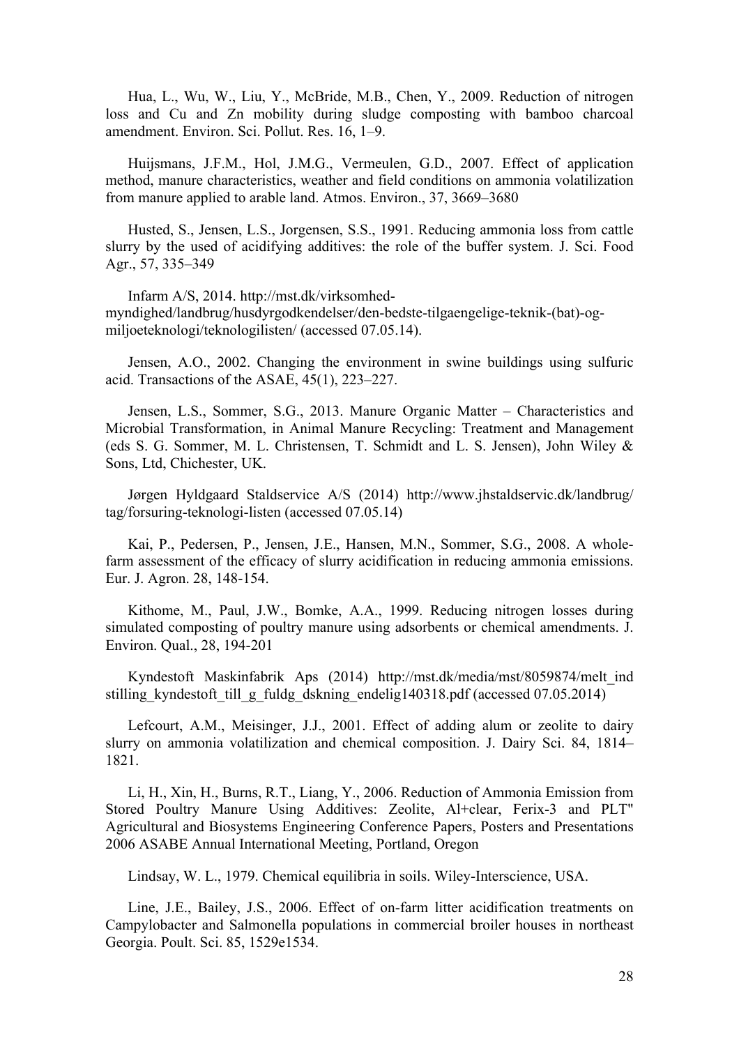Hua, L., Wu, W., Liu, Y., McBride, M.B., Chen, Y., 2009. Reduction of nitrogen loss and Cu and Zn mobility during sludge composting with bamboo charcoal amendment. Environ. Sci. Pollut. Res. 16, 1–9.

Huijsmans, J.F.M., Hol, J.M.G., Vermeulen, G.D., 2007. Effect of application method, manure characteristics, weather and field conditions on ammonia volatilization from manure applied to arable land. Atmos. Environ., 37, 3669–3680

Husted, S., Jensen, L.S., Jorgensen, S.S., 1991. Reducing ammonia loss from cattle slurry by the used of acidifying additives: the role of the buffer system. J. Sci. Food Agr., 57, 335–349

Infarm A/S, 2014. http://mst.dk/virksomhed-myndighed/landbrug/husdyrgodkendelser/den-bedste-tilgaengelige-teknik-(bat)-og-miljoeteknologi/teknologilisten/ (accessed 07.05.14).

Jensen, A.O., 2002. Changing the environment in swine buildings using sulfuric acid. Transactions of the ASAE, 45(1), 223–227.

Jensen, L.S., Sommer, S.G., 2013. Manure Organic Matter – Characteristics and Microbial Transformation, in Animal Manure Recycling: Treatment and Management (eds S. G. Sommer, M. L. Christensen, T. Schmidt and L. S. Jensen), John Wiley & Sons, Ltd, Chichester, UK.

Jørgen Hyldgaard Staldservice A/S (2014) http://www.jhstaldservic.dk/landbrug/tag/forsuring-teknologi-listen (accessed 07.05.14)

Kai, P., Pedersen, P., Jensen, J.E., Hansen, M.N., Sommer, S.G., 2008. A whole-farm assessment of the efficacy of slurry acidification in reducing ammonia emissions. Eur. J. Agron. 28, 148-154.

Kithome, M., Paul, J.W., Bomke, A.A., 1999. Reducing nitrogen losses during simulated composting of poultry manure using adsorbents or chemical amendments. J. Environ. Qual., 28, 194-201

Kyndestoft Maskinfabrik Aps (2014) http://mst.dk/media/mst/8059874/melt_ind stilling_kyndestoft_till_g_fuldg_dskning_endelig140318.pdf (accessed 07.05.2014)

Lefcourt, A.M., Meisinger, J.J., 2001. Effect of adding alum or zeolite to dairy slurry on ammonia volatilization and chemical composition. J. Dairy Sci. 84, 1814–1821.

Li, H., Xin, H., Burns, R.T., Liang, Y., 2006. Reduction of Ammonia Emission from Stored Poultry Manure Using Additives: Zeolite, Al+clear, Ferix-3 and PLT" Agricultural and Biosystems Engineering Conference Papers, Posters and Presentations 2006 ASABE Annual International Meeting, Portland, Oregon

Lindsay, W. L., 1979. Chemical equilibria in soils. Wiley-Interscience, USA.

Line, J.E., Bailey, J.S., 2006. Effect of on-farm litter acidification treatments on Campylobacter and Salmonella populations in commercial broiler houses in northeast Georgia. Poult. Sci. 85, 1529e1534.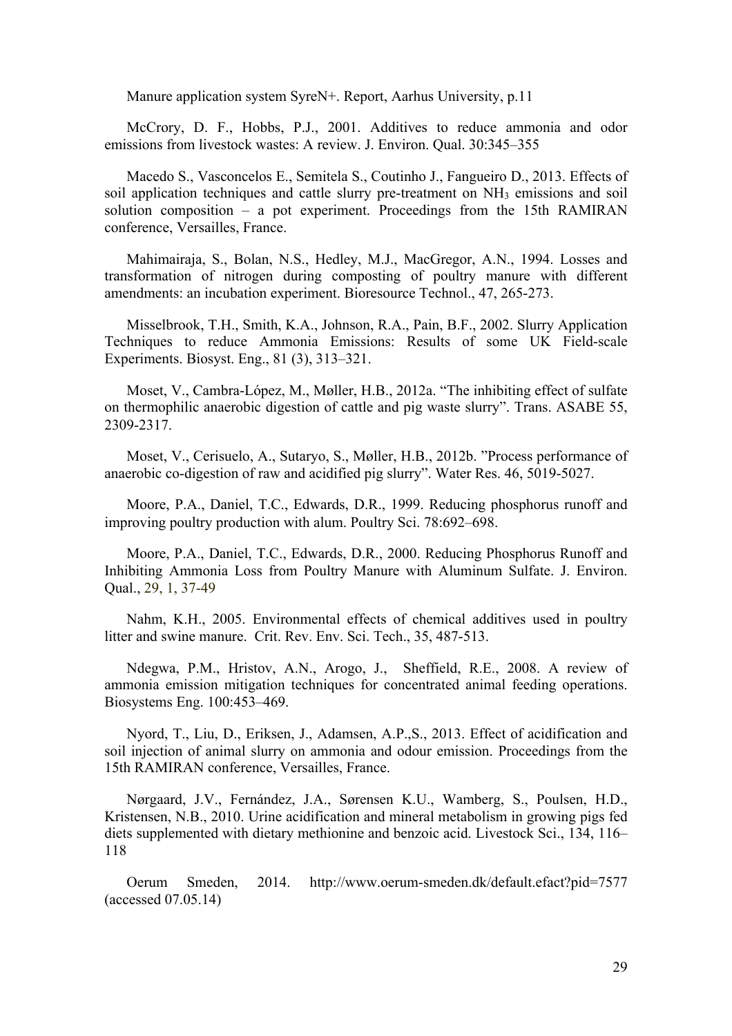Manure application system SyreN+. Report, Aarhus University, p.11

McCrory, D. F., Hobbs, P.J., 2001. Additives to reduce ammonia and odor emissions from livestock wastes: A review. J. Environ. Qual. 30:345–355

Macedo S., Vasconcelos E., Semitela S., Coutinho J., Fangueiro D., 2013. Effects of soil application techniques and cattle slurry pre-treatment on $NH_3$ emissions and soil solution composition – a pot experiment. Proceedings from the 15th RAMIRAN conference, Versailles, France.

Mahimairaja, S., Bolan, N.S., Hedley, M.J., MacGregor, A.N., 1994. Losses and transformation of nitrogen during composting of poultry manure with different amendments: an incubation experiment. Bioresource Technol., 47, 265-273.

Misselbrook, T.H., Smith, K.A., Johnson, R.A., Pain, B.F., 2002. Slurry Application Techniques to reduce Ammonia Emissions: Results of some UK Field-scale Experiments. Biosyst. Eng., 81 (3), 313–321.

Moset, V., Cambra-López, M., Møller, H.B., 2012a. "The inhibiting effect of sulfate on thermophilic anaerobic digestion of cattle and pig waste slurry". Trans. ASABE 55, 2309-2317.

Moset, V., Cerisuelo, A., Sutaryo, S., Møller, H.B., 2012b. "Process performance of anaerobic co-digestion of raw and acidified pig slurry". Water Res. 46, 5019-5027.

Moore, P.A., Daniel, T.C., Edwards, D.R., 1999. Reducing phosphorus runoff and improving poultry production with alum. Poultry Sci. 78:692–698.

Moore, P.A., Daniel, T.C., Edwards, D.R., 2000. Reducing Phosphorus Runoff and Inhibiting Ammonia Loss from Poultry Manure with Aluminum Sulfate. J. Environ. Qual., 29, 1, 37-49

Nahm, K.H., 2005. Environmental effects of chemical additives used in poultry litter and swine manure. Crit. Rev. Env. Sci. Tech., 35, 487-513.

Ndegwa, P.M., Hristov, A.N., Arogo, J., Sheffield, R.E., 2008. A review of ammonia emission mitigation techniques for concentrated animal feeding operations. Biosystems Eng. 100:453–469.

Nyord, T., Liu, D., Eriksen, J., Adamsen, A.P.,S., 2013. Effect of acidification and soil injection of animal slurry on ammonia and odour emission. Proceedings from the 15th RAMIRAN conference, Versailles, France.

Nørgaard, J.V., Fernández, J.A., Sørensen K.U., Wamberg, S., Poulsen, H.D., Kristensen, N.B., 2010. Urine acidification and mineral metabolism in growing pigs fed diets supplemented with dietary methionine and benzoic acid. Livestock Sci., 134, 116–118

Oerum Smeden, 2014. http://www.oerum-smeden.dk/default.efact?pid=7577 (accessed 07.05.14)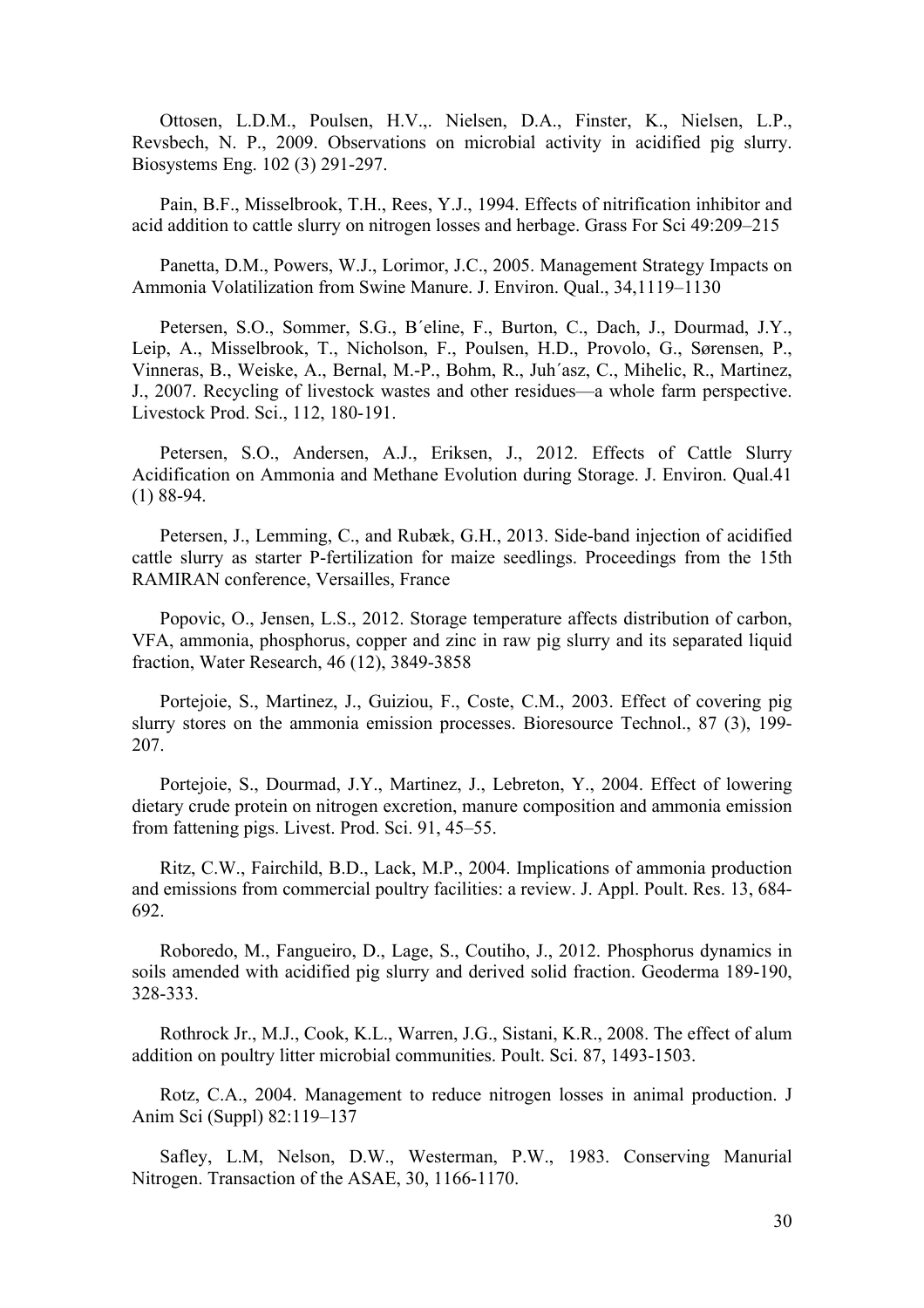Ottosen, L.D.M., Poulsen, H.V.,. Nielsen, D.A., Finster, K., Nielsen, L.P., Revsbech, N. P., 2009. Observations on microbial activity in acidified pig slurry. Biosystems Eng. 102 (3) 291-297.

Pain, B.F., Misselbrook, T.H., Rees, Y.J., 1994. Effects of nitrification inhibitor and acid addition to cattle slurry on nitrogen losses and herbage. Grass For Sci 49:209–215

Panetta, D.M., Powers, W.J., Lorimor, J.C., 2005. Management Strategy Impacts on Ammonia Volatilization from Swine Manure. J. Environ. Qual., 34,1119–1130

Petersen, S.O., Sommer, S.G., B´eline, F., Burton, C., Dach, J., Dourmad, J.Y., Leip, A., Misselbrook, T., Nicholson, F., Poulsen, H.D., Provolo, G., Sørensen, P., Vinneras, B., Weiske, A., Bernal, M.-P., Bohm, R., Juh´asz, C., Mihelic, R., Martinez, J., 2007. Recycling of livestock wastes and other residues—a whole farm perspective. Livestock Prod. Sci., 112, 180-191.

Petersen, S.O., Andersen, A.J., Eriksen, J., 2012. Effects of Cattle Slurry Acidification on Ammonia and Methane Evolution during Storage. J. Environ. Qual.41 (1) 88-94.

Petersen, J., Lemming, C., and Rubæk, G.H., 2013. Side-band injection of acidified cattle slurry as starter P-fertilization for maize seedlings. Proceedings from the 15th RAMIRAN conference, Versailles, France

Popovic, O., Jensen, L.S., 2012. Storage temperature affects distribution of carbon, VFA, ammonia, phosphorus, copper and zinc in raw pig slurry and its separated liquid fraction, Water Research, 46 (12), 3849-3858

Portejoie, S., Martinez, J., Guiziou, F., Coste, C.M., 2003. Effect of covering pig slurry stores on the ammonia emission processes. Bioresource Technol., 87 (3), 199-207.

Portejoie, S., Dourmad, J.Y., Martinez, J., Lebreton, Y., 2004. Effect of lowering dietary crude protein on nitrogen excretion, manure composition and ammonia emission from fattening pigs. Livest. Prod. Sci. 91, 45–55.

Ritz, C.W., Fairchild, B.D., Lack, M.P., 2004. Implications of ammonia production and emissions from commercial poultry facilities: a review. J. Appl. Poult. Res. 13, 684-692.

Roboredo, M., Fangueiro, D., Lage, S., Coutiho, J., 2012. Phosphorus dynamics in soils amended with acidified pig slurry and derived solid fraction. Geoderma 189-190, 328-333.

Rothrock Jr., M.J., Cook, K.L., Warren, J.G., Sistani, K.R., 2008. The effect of alum addition on poultry litter microbial communities. Poult. Sci. 87, 1493-1503.

Rotz, C.A., 2004. Management to reduce nitrogen losses in animal production. J Anim Sci (Suppl) 82:119–137

Safley, L.M, Nelson, D.W., Westerman, P.W., 1983. Conserving Manurial Nitrogen. Transaction of the ASAE, 30, 1166-1170.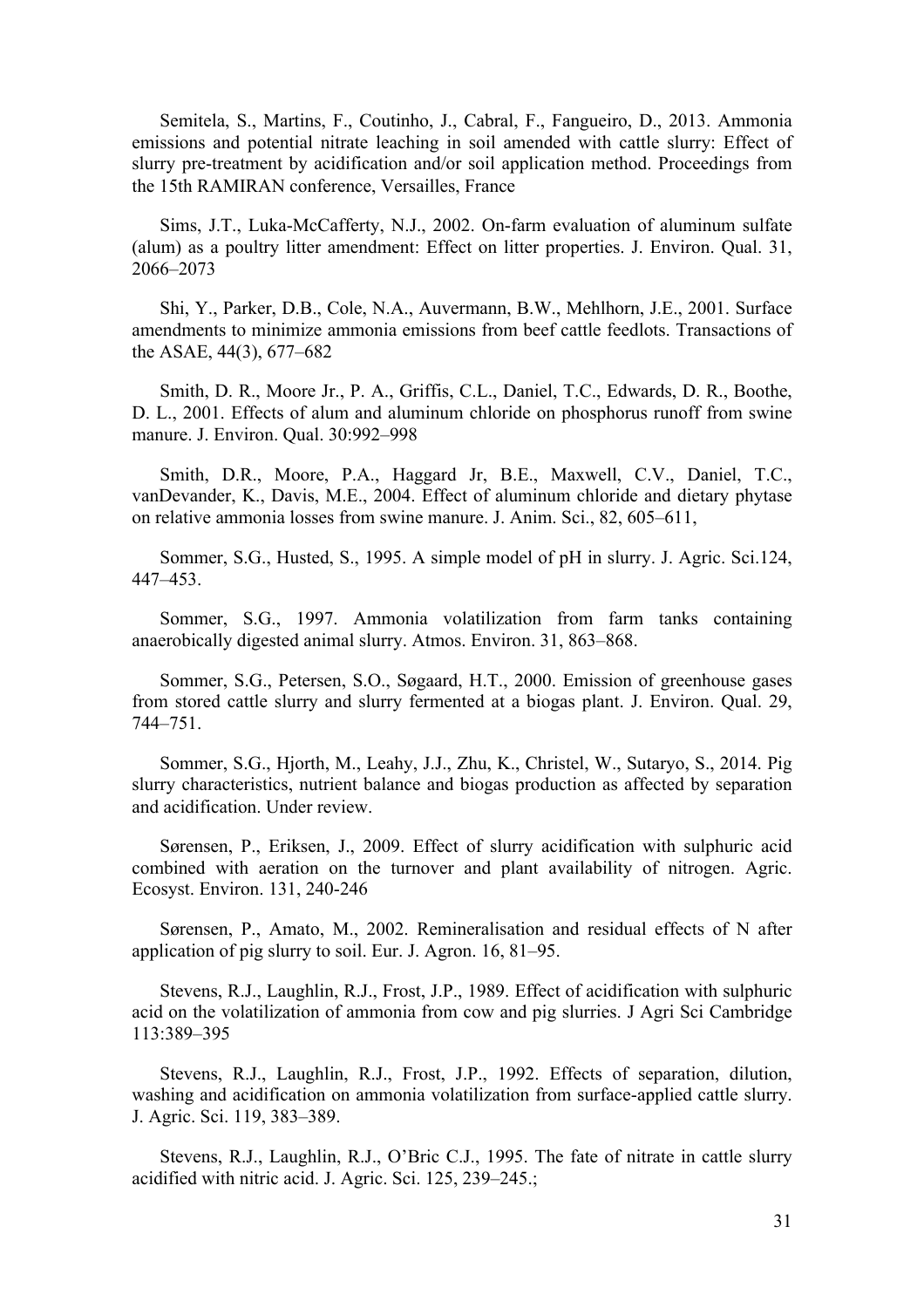Semitela, S., Martins, F., Coutinho, J., Cabral, F., Fangueiro, D., 2013. Ammonia emissions and potential nitrate leaching in soil amended with cattle slurry: Effect of slurry pre-treatment by acidification and/or soil application method. Proceedings from the 15th RAMIRAN conference, Versailles, France

Sims, J.T., Luka-McCafferty, N.J., 2002. On-farm evaluation of aluminum sulfate (alum) as a poultry litter amendment: Effect on litter properties. J. Environ. Qual. 31, 2066–2073

Shi, Y., Parker, D.B., Cole, N.A., Auvermann, B.W., Mehlhorn, J.E., 2001. Surface amendments to minimize ammonia emissions from beef cattle feedlots. Transactions of the ASAE, 44(3), 677–682

Smith, D. R., Moore Jr., P. A., Griffis, C.L., Daniel, T.C., Edwards, D. R., Boothe, D. L., 2001. Effects of alum and aluminum chloride on phosphorus runoff from swine manure. J. Environ. Qual. 30:992–998

Smith, D.R., Moore, P.A., Haggard Jr, B.E., Maxwell, C.V., Daniel, T.C., vanDevander, K., Davis, M.E., 2004. Effect of aluminum chloride and dietary phytase on relative ammonia losses from swine manure. J. Anim. Sci., 82, 605–611,

Sommer, S.G., Husted, S., 1995. A simple model of pH in slurry. J. Agric. Sci.124, 447–453.

Sommer, S.G., 1997. Ammonia volatilization from farm tanks containing anaerobically digested animal slurry. Atmos. Environ. 31, 863–868.

Sommer, S.G., Petersen, S.O., Søgaard, H.T., 2000. Emission of greenhouse gases from stored cattle slurry and slurry fermented at a biogas plant. J. Environ. Qual. 29, 744–751.

Sommer, S.G., Hjorth, M., Leahy, J.J., Zhu, K., Christel, W., Sutaryo, S., 2014. Pig slurry characteristics, nutrient balance and biogas production as affected by separation and acidification. Under review.

Sørensen, P., Eriksen, J., 2009. Effect of slurry acidification with sulphuric acid combined with aeration on the turnover and plant availability of nitrogen. Agric. Ecosyst. Environ. 131, 240-246

Sørensen, P., Amato, M., 2002. Remineralisation and residual effects of N after application of pig slurry to soil. Eur. J. Agron. 16, 81–95.

Stevens, R.J., Laughlin, R.J., Frost, J.P., 1989. Effect of acidification with sulphuric acid on the volatilization of ammonia from cow and pig slurries. J Agri Sci Cambridge 113:389–395

Stevens, R.J., Laughlin, R.J., Frost, J.P., 1992. Effects of separation, dilution, washing and acidification on ammonia volatilization from surface-applied cattle slurry. J. Agric. Sci. 119, 383–389.

Stevens, R.J., Laughlin, R.J., O'Bric C.J., 1995. The fate of nitrate in cattle slurry acidified with nitric acid. J. Agric. Sci. 125, 239–245.;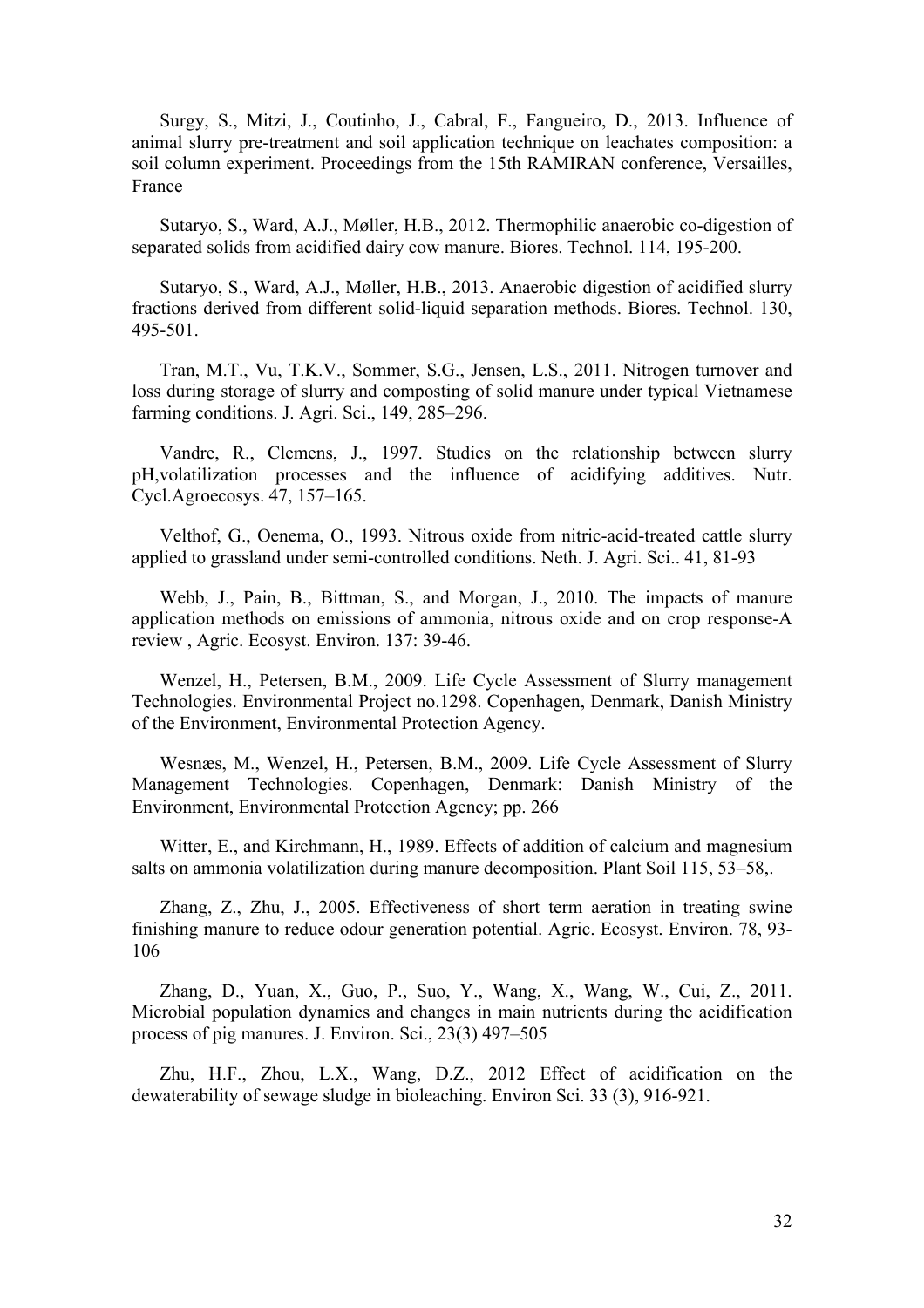Surgy, S., Mitzi, J., Coutinho, J., Cabral, F., Fangueiro, D., 2013. Influence of animal slurry pre-treatment and soil application technique on leachates composition: a soil column experiment. Proceedings from the 15th RAMIRAN conference, Versailles, France

Sutaryo, S., Ward, A.J., Møller, H.B., 2012. Thermophilic anaerobic co-digestion of separated solids from acidified dairy cow manure. Biores. Technol. 114, 195-200.

Sutaryo, S., Ward, A.J., Møller, H.B., 2013. Anaerobic digestion of acidified slurry fractions derived from different solid-liquid separation methods. Biores. Technol. 130, 495-501.

Tran, M.T., Vu, T.K.V., Sommer, S.G., Jensen, L.S., 2011. Nitrogen turnover and loss during storage of slurry and composting of solid manure under typical Vietnamese farming conditions. J. Agri. Sci., 149, 285–296.

Vandre, R., Clemens, J., 1997. Studies on the relationship between slurry pH,volatilization processes and the influence of acidifying additives. Nutr. Cycl.Agroecosys. 47, 157–165.

Velthof, G., Oenema, O., 1993. Nitrous oxide from nitric-acid-treated cattle slurry applied to grassland under semi-controlled conditions. Neth. J. Agri. Sci.. 41, 81-93

Webb, J., Pain, B., Bittman, S., and Morgan, J., 2010. The impacts of manure application methods on emissions of ammonia, nitrous oxide and on crop response-A review , Agric. Ecosyst. Environ. 137: 39-46.

Wenzel, H., Petersen, B.M., 2009. Life Cycle Assessment of Slurry management Technologies. Environmental Project no.1298. Copenhagen, Denmark, Danish Ministry of the Environment, Environmental Protection Agency.

Wesnæs, M., Wenzel, H., Petersen, B.M., 2009. Life Cycle Assessment of Slurry Management Technologies. Copenhagen, Denmark: Danish Ministry of the Environment, Environmental Protection Agency; pp. 266

Witter, E., and Kirchmann, H., 1989. Effects of addition of calcium and magnesium salts on ammonia volatilization during manure decomposition. Plant Soil 115, 53–58,.

Zhang, Z., Zhu, J., 2005. Effectiveness of short term aeration in treating swine finishing manure to reduce odour generation potential. Agric. Ecosyst. Environ. 78, 93-106

Zhang, D., Yuan, X., Guo, P., Suo, Y., Wang, X., Wang, W., Cui, Z., 2011. Microbial population dynamics and changes in main nutrients during the acidification process of pig manures. J. Environ. Sci., 23(3) 497–505

Zhu, H.F., Zhou, L.X., Wang, D.Z., 2012 Effect of acidification on the dewaterability of sewage sludge in bioleaching. Environ Sci. 33 (3), 916-921.